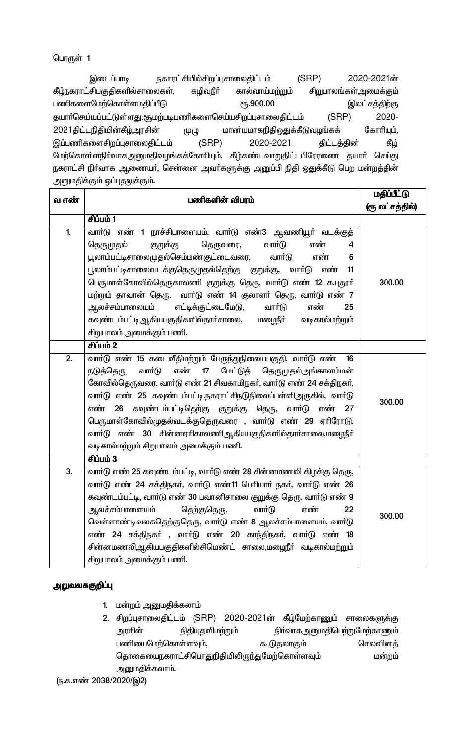பொருள் 1

இடைப்பாடி நகராட்சியில்சிறப்புசாலைதிட்டம் (SRP) 2020-2021ன் கீழ்நகராட்சிபகுதிகளில்சாலைகள், கழிவுநீர் கால்வாய்மற்றும் சிறுபாலங்கள்அமைக்கும் பணிகளைமேற்கொள்ளமதிப்பீடு ரூ.900.00 இலட்சத்திற்கு தயார்செய்யப்பட்டுள்ளது.மேற்படிபணிகளைசெய்யசிறப்புசாலைதிட்டம் (SRP) 2020-2021திட்டநிதியின்கீழ்அரசின் முழு மான்யமாகநிதிஒதுக்கீடுவழங்கக் கோரியும், இப்பணிகளைசிறப்புசாலைதிட்டம் (SRP) 2020-2021 திட்டத்தின் கீழ் மேற்கொள்ளநிர்வாகஅனுமதிவழங்கக்கோரியும், கீழ்கண்டவாறுதிட்டபிரேரணை தயார் செய்து நகராட்சி நிர்வாக ஆணையர், சென்னை அவர்களுக்கு அனுப்பி நிதி ஒதுக்கீடு பெற மன்றத்தின் அனுமதிக்கும் ஒப்புதலுக்கும்.

| வ எண் | பணிகளின் விபரம் | மதிப்பீட்டு (ரூ லட்சத்தில்) |
|---|---|---|
| | **சிப்பம் 1** | |
| 1. | வார்டு எண் 1 நாச்சிபாளையம், வார்டு எண்3 ஆவணியூர் வடக்குத் தெருமுதல் குறுக்கு தெருவரை, வார்டு எண் 4 பூலாம்பட்டிசாலைமுதல்செம்மண்குட்டைவரை, வார்டு எண் 6 பூலாம்பட்டிசாலைவடக்குதெருமுதல்தெற்கு குறுக்கு, வார்டு எண் 11 பெருமாள்கோவில்தெருகாலணி குறுக்கு தெரு, வார்டு எண் 12 க.புதூர் மற்றும் தாவான் தெரு, வார்டு எண் 14 குலாளர் தெரு, வார்டு எண் 7 ஆலச்சம்பாலையம் எட்டிக்குட்டைமேடு, வார்டு எண் 25 கவுண்டம்பட்டிஆகியபகுதிகளில்தார்சாலை, மழைநீர் வடிகால்மற்றும் சிறுபாலம் அமைக்கும் பணி. | 300.00 |
| | **சிப்பம் 2** | |
| 2. | வார்டு எண் 15 கடைவீதிமற்றும் பேருந்துநிலையபகுதி, வார்டு எண் 16 நடுத்தெரு, வார்டு எண் 17 மேட்டுத் தெருமுதல்அங்காளம்மன் கோவில்தெருவரை, வார்டு எண் 21 சிவகாமிநகர், வார்டு எண் 24 சக்திநகர், வார்டு எண் 25 கவுண்டம்பட்டி.நகராட்சிநடுநிலைப்பள்ளிஅருகில், வார்டு எண் 26 கவுண்டம்பட்டிதெற்கு குறுக்கு தெரு, வார்டு எண் 27 பெருமாள்கோவில்முதல்வடக்குதெருவரை , வார்டு எண் 29 ஏரிரோடு, வார்டு எண் 30 சின்னஏரிகாலணிஆகியபகுதிகளில்தார்சாலை,மழைநீர் வடிகால்மற்றும் சிறுபாலம் அமைக்கும் பணி. | 300.00 |
| | **சிப்பம் 3** | |
| 3. | வார்டு எண் 25 கவுண்டம்பட்டி, வார்டு எண் 28 சின்னமணலி கிழக்கு தெரு, வார்டு எண் 24 சக்திநகர், வார்டு எண்11 பெரியார் நகர், வார்டு எண் 26 கவுண்டம்பட்டி, வார்டு எண் 30 பவானிசாலை குறுக்கு தெரு, வார்டு எண் 9 ஆலச்சம்பாளையம் தெற்குதெரு, வார்டு எண் 22 வெள்ளாண்டிவலசுதெற்குதெரு, வார்டு எண் 8 ஆலச்சம்பாளையம், வார்டு எண் 24 சக்திநகர் , வார்டு எண் 20 காந்திநகர், வார்டு எண் 18 சின்னமணலிஆகியபகுதிகளில்சிமெண்ட் சாலை,மழைநீர் வடிகால்மற்றும் சிறுபாலம் அமைக்கும் பணி. | 300.00 |

**அலுவலககுறிப்பு**

1. மன்றம் அனுமதிக்கலாம்
2. சிறப்புசாலைதிட்டம் (SRP) 2020-2021ன் கீழ்மேற்காணும் சாலைகளுக்கு அரசின் நிதியுதவிமற்றும் நிர்வாகஅனுமதிபெற்றுமேற்காணும் பணியைமேற்கொள்ளவும், கூடுதலாகும் செலவினத் தொகையைநகராட்சிபொதுநிதியிலிருந்துமேற்கொள்ளவும் மன்றம் அனுமதிக்கலாம்.

(ந.க.எண் 2038/2020/இ2)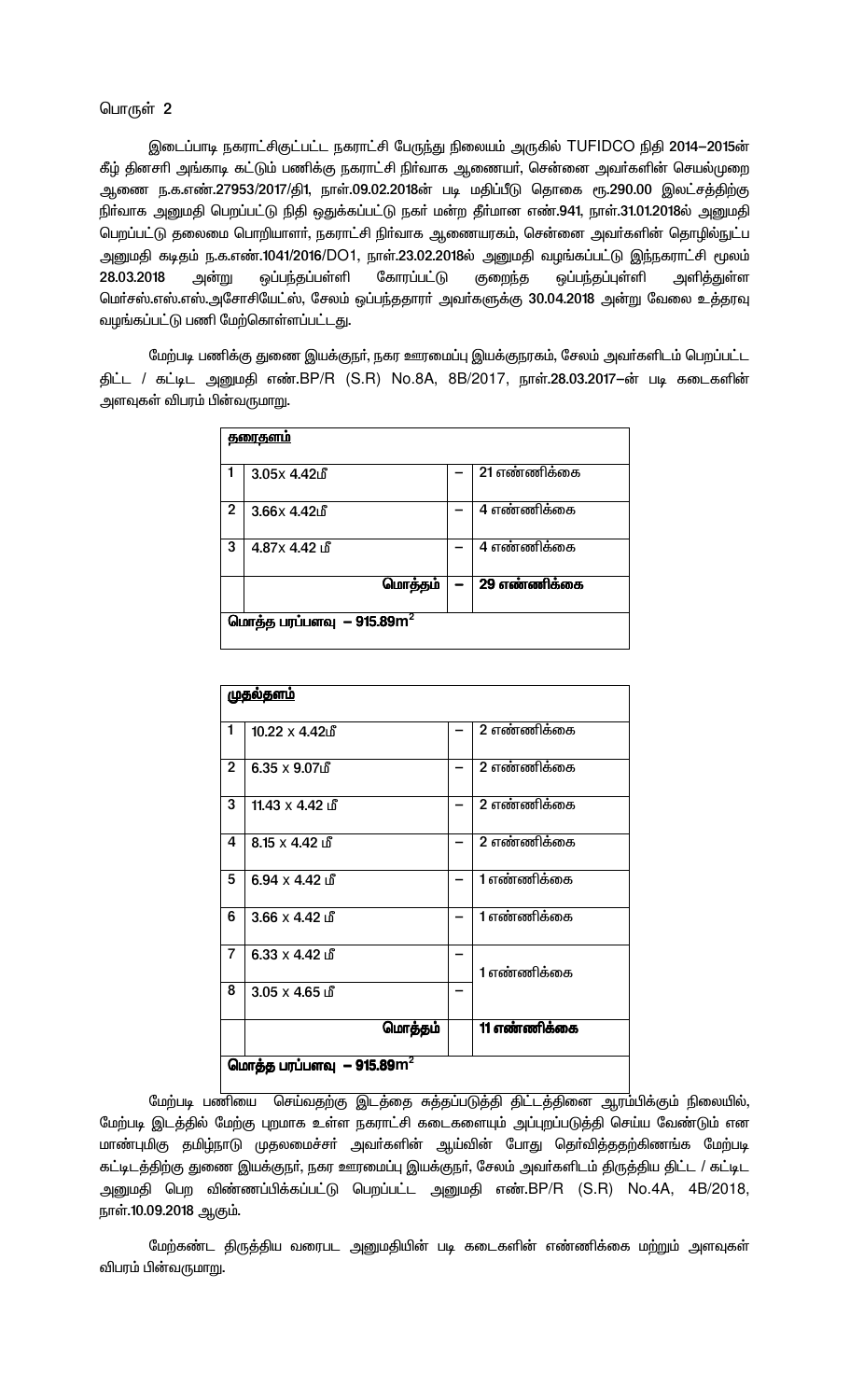பொருள் 2

இடைப்பாடி நகராட்சிகுட்பட்ட நகராட்சி பேருந்து நிலையம் அருகில் TUFIDCO நிதி 2014–2015ன் கீழ் தினசரி அங்காடி கட்டும் பணிக்கு நகராட்சி நிர்வாக ஆணையர், சென்னை அவர்களின் செயல்முறை ஆணை ந.க.எண்.27953/2017/தி1, நாள்.09.02.2018ன் படி மதிப்பீடு தொகை ரூ.290.00 இலட்சத்திற்கு நிர்வாக அனுமதி பெறப்பட்டு நிதி ஒதுக்கப்பட்டு நகர் மன்ற தீர்மான எண்.941, நாள்.31.01.2018ல் அனுமதி பெறப்பட்டு தலைமை பொறியாளர், நகராட்சி நிர்வாக ஆணையரகம், சென்னை அவர்களின் தொழில்நுட்ப அனுமதி கடிதம் ந.க.எண்.1041/2016/DO1, நாள்.23.02.2018ல் அனுமதி வழங்கப்பட்டு இந்நகராட்சி மூலம் 28.03.2018 அன்று ஒப்பந்தப்பள்ளி கோரப்பட்டு குறைந்த ஒப்பந்தப்புள்ளி அளித்துள்ள மெர்சஸ்.எஸ்.எஸ்.அசோசியேட்ஸ், சேலம் ஒப்பந்ததாரா் அவர்களுக்கு 30.04.2018 அன்று வேலை உத்தரவு வழங்கப்பட்டு பணி மேற்கொள்ளப்பட்டது.

மேற்படி பணிக்கு துணை இயக்குநர், நகர ஊரமைப்பு இயக்குநரகம், சேலம் அவர்களிடம் பெறப்பட்ட திட்ட / கட்டிட அனுமதி எண்.BP/R (S.R) No.8A, 8B/2017, நாள்.28.03.2017–ன் படி கடைகளின் அளவுகள் விபரம் பின்வருமாறு.

| தரைதளம் | | | |
|---|---|---|---|
| 1 | 3.05x 4.42மீ | – | 21 எண்ணிக்கை |
| 2 | 3.66x 4.42மீ | – | 4 எண்ணிக்கை |
| 3 | 4.87x 4.42 மீ | – | 4 எண்ணிக்கை |
| | **மொத்தம்** | – | **29 எண்ணிக்கை** |
| **மொத்த பரப்பளவு – 915.89$m^2$** | | | |

| முதல்தளம் | | | |
|---|---|---|---|
| 1 | 10.22 x 4.42மீ | – | 2 எண்ணிக்கை |
| 2 | 6.35 x 9.07மீ | – | 2 எண்ணிக்கை |
| 3 | 11.43 x 4.42 மீ | – | 2 எண்ணிக்கை |
| 4 | 8.15 x 4.42 மீ | – | 2 எண்ணிக்கை |
| 5 | 6.94 x 4.42 மீ | – | 1 எண்ணிக்கை |
| 6 | 3.66 x 4.42 மீ | – | 1 எண்ணிக்கை |
| 7 | 6.33 x 4.42 மீ | – | 1 எண்ணிக்கை |
| 8 | 3.05 x 4.65 மீ | – | |
| | **மொத்தம்** | | **11 எண்ணிக்கை** |
| **மொத்த பரப்பளவு – 915.89$m^2$** | | | |

மேற்படி பணியை செய்வதற்கு இடத்தை சுத்தப்படுத்தி திட்டத்தினை ஆரம்பிக்கும் நிலையில், மேற்படி இடத்தில் மேற்கு புறமாக உள்ள நகராட்சி கடைகளையும் அப்புறப்படுத்தி செய்ய வேண்டும் என மாண்புமிகு தமிழ்நாடு முதலமைச்சர் அவர்களின் ஆய்வின் போது தெரிவித்ததற்கிணங்க மேற்படி கட்டிடத்திற்கு துணை இயக்குநர், நகர ஊரமைப்பு இயக்குநர், சேலம் அவர்களிடம் திருத்திய திட்ட / கட்டிட அனுமதி பெற விண்ணப்பிக்கப்பட்டு பெறப்பட்ட அனுமதி எண்.BP/R (S.R) No.4A, 4B/2018, நாள்.10.09.2018 ஆகும்.

மேற்கண்ட திருத்திய வரைபட அனுமதியின் படி கடைகளின் எண்ணிக்கை மற்றும் அளவுகள் விபரம் பின்வருமாறு.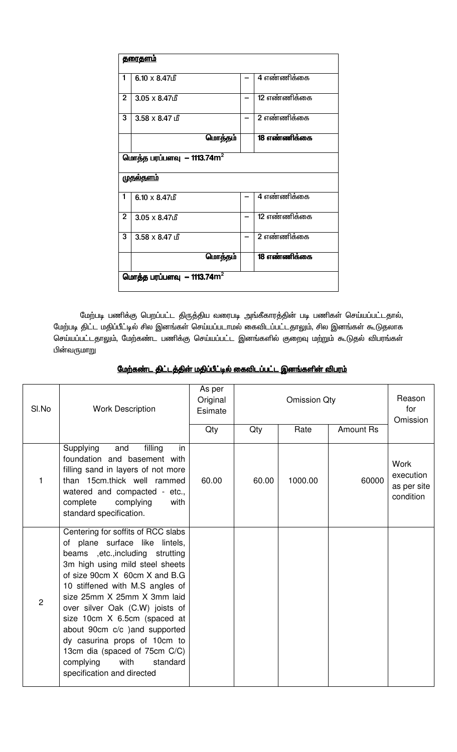| **தரைதளம்** | | | |
|---|---|---|---|
| 1 | 6.10 x 8.47மீ | – | 4 எண்ணிக்கை |
| 2 | 3.05 x 8.47மீ | – | 12 எண்ணிக்கை |
| 3 | 3.58 x 8.47 மீ | – | 2 எண்ணிக்கை |
| | **மொத்தம்** | | **18 எண்ணிக்கை** |
| **மொத்த பரப்பளவு – 1113.74$m^2$** | | | |
| **முதல்தளம்** | | | |
| 1 | 6.10 x 8.47மீ | – | 4 எண்ணிக்கை |
| 2 | 3.05 x 8.47மீ | – | 12 எண்ணிக்கை |
| 3 | 3.58 x 8.47 மீ | – | 2 எண்ணிக்கை |
| | **மொத்தம்** | | **18 எண்ணிக்கை** |
| **மொத்த பரப்பளவு – 1113.74$m^2$** | | | |

மேற்படி பணிக்கு பெறப்பட்ட திருத்திய வரைபடி அங்கீகாரத்தின் படி பணிகள் செய்யப்பட்டதால், மேற்படி திட்ட மதிப்பீட்டில் சில இனங்கள் செய்யப்படாமல் கைவிடப்பட்டதாலும், சில இனங்கள் கூடுதலாக செய்யப்பட்டதாலும், மேற்கண்ட பணிக்கு செய்யப்பட்ட இனங்களில் குறைவு மற்றும் கூடுதல் விபரங்கள் பின்வருமாறு

**மேற்கண்ட திட்டத்தின் மதிப்பீட்டில் கைவிடப்பட்ட இனங்களின் விபரம்**

| Sl.No | Work Description | As per Original Esimate | Omission Qty | | | Reason for Omission |
|---|---|---|---|---|---|---|
| | | Qty | Qty | Rate | Amount Rs | |
| 1 | Supplying and filling in foundation and basement with filling sand in layers of not more than 15cm.thick well rammed watered and compacted - etc., complete complying with standard specification. | 60.00 | 60.00 | 1000.00 | 60000 | Work execution as per site condition |
| 2 | Centering for soffits of RCC slabs of plane surface like lintels, beams ,etc.,including strutting 3m high using mild steel sheets of size 90cm X 60cm X and B.G 10 stiffened with M.S angles of size 25mm X 25mm X 3mm laid over silver Oak (C.W) joists of size 10cm X 6.5cm (spaced at about 90cm c/c )and supported dy casurina props of 10cm to 13cm dia (spaced of 75cm C/C) complying with standard specification and directed | | | | | |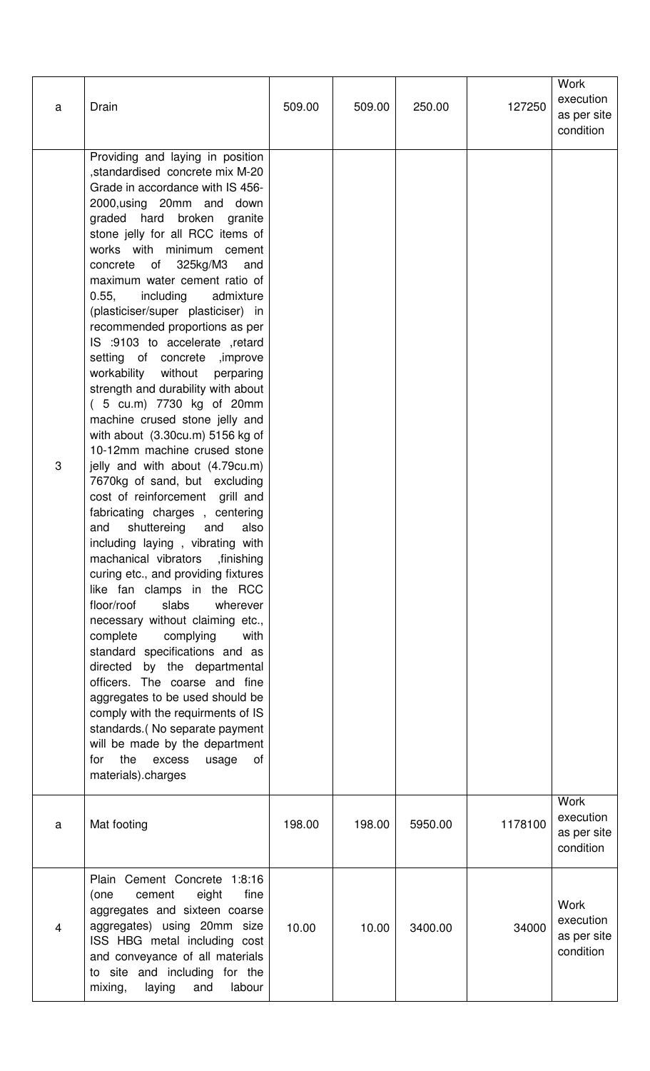| | | | | | | |
|---|---|---|---|---|---|---|
| a | Drain | 509.00 | 509.00 | 250.00 | 127250 | Work execution as per site condition |
| 3 | Providing and laying in position ,standardised concrete mix M-20 Grade in accordance with IS 456-2000,using 20mm and down graded hard broken granite stone jelly for all RCC items of works with minimum cement concrete of 325kg/M3 and maximum water cement ratio of 0.55, including admixture (plasticiser/super plasticiser) in recommended proportions as per IS :9103 to accelerate ,retard setting of concrete ,improve workability without perparing strength and durability with about ( 5 cu.m) 7730 kg of 20mm machine crused stone jelly and with about (3.30cu.m) 5156 kg of 10-12mm machine crused stone jelly and with about (4.79cu.m) 7670kg of sand, but excluding cost of reinforcement grill and fabricating charges , centering and shuttereing and also including laying , vibrating with machanical vibrators ,finishing curing etc., and providing fixtures like fan clamps in the RCC floor/roof slabs wherever necessary without claiming etc., complete complying with standard specifications and as directed by the departmental officers. The coarse and fine aggregates to be used should be comply with the requirments of IS standards.( No separate payment will be made by the department for the excess usage of materials).charges | | | | | |
| a | Mat footing | 198.00 | 198.00 | 5950.00 | 1178100 | Work execution as per site condition |
| 4 | Plain Cement Concrete 1:8:16 (one cement eight fine aggregates and sixteen coarse aggregates) using 20mm size ISS HBG metal including cost and conveyance of all materials to site and including for the mixing, laying and labour | 10.00 | 10.00 | 3400.00 | 34000 | Work execution as per site condition |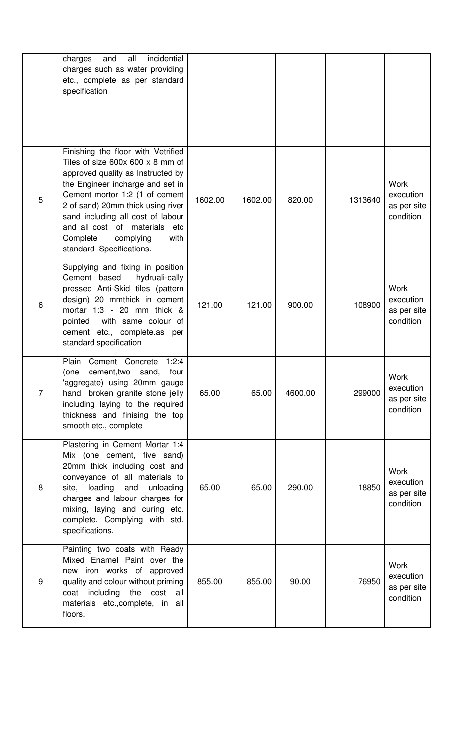| | | | | | | |
|---|---|---|---|---|---|---|
| | charges and all incidential charges such as water providing etc., complete as per standard specification | | | | | |
| 5 | Finishing the floor with Vetrified Tiles of size 600x 600 x 8 mm of approved quality as Instructed by the Engineer incharge and set in Cement mortor 1:2 (1 of cement 2 of sand) 20mm thick using river sand including all cost of labour and all cost of materials etc Complete complying with standard Specifications. | 1602.00 | 1602.00 | 820.00 | 1313640 | Work execution as per site condition |
| 6 | Supplying and fixing in position Cement based hydruali-cally pressed Anti-Skid tiles (pattern design) 20 mmthick in cement mortar 1:3 - 20 mm thick & pointed with same colour of cement etc., complete.as per standard specification | 121.00 | 121.00 | 900.00 | 108900 | Work execution as per site condition |
| 7 | Plain Cement Concrete 1:2:4 (one cement,two sand, four 'aggregate) using 20mm gauge hand broken granite stone jelly including laying to the required thickness and finising the top smooth etc., complete | 65.00 | 65.00 | 4600.00 | 299000 | Work execution as per site condition |
| 8 | Plastering in Cement Mortar 1:4 Mix (one cement, five sand) 20mm thick including cost and conveyance of all materials to site, loading and unloading charges and labour charges for mixing, laying and curing etc. complete. Complying with std. specifications. | 65.00 | 65.00 | 290.00 | 18850 | Work execution as per site condition |
| 9 | Painting two coats with Ready Mixed Enamel Paint over the new iron works of approved quality and colour without priming coat including the cost all materials etc.,complete, in all floors. | 855.00 | 855.00 | 90.00 | 76950 | Work execution as per site condition |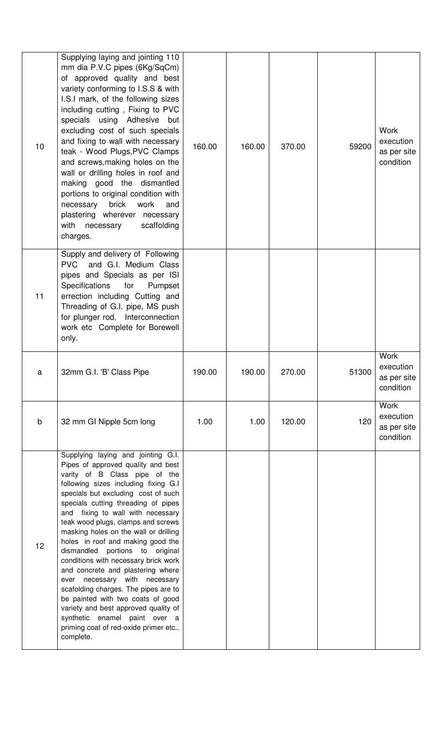| 10 | Supplying laying and jointing 110 mm dia P.V.C pipes (6Kg/SqCm) of approved quality and best variety conforming to I.S.S & with I.S.I mark, of the following sizes including cutting , Fixing to PVC specials using Adhesive but excluding cost of such specials and fixing to wall with necessary teak - Wood Plugs,PVC Clamps and screws,making holes on the wall or drilling holes in roof and making good the dismantled portions to original condition with necessary brick work and plastering wherever necessary with necessary scaffolding charges. | 160.00 | 160.00 | 370.00 | 59200 | Work execution as per site condition |
|---|---|---|---|---|---|---|
| 11 | Supply and delivery of Following PVC and G.I. Medium Class pipes and Specials as per ISI Specifications for Pumpset errection including Cutting and Threading of G.I. pipe, MS push for plunger rod, Interconnection work etc Complete for Borewell only. | | | | | |
| a | 32mm G.I. 'B' Class Pipe | 190.00 | 190.00 | 270.00 | 51300 | Work execution as per site condition |
| b | 32 mm GI Nipple 5cm long | 1.00 | 1.00 | 120.00 | 120 | Work execution as per site condition |
| 12 | Supplying laying and jointing G.I. Pipes of approved quality and best varity of B Class pipe of the following sizes including fixing G.I specials but excluding cost of such specials cutting threading of pipes and fixing to wall with necessary teak wood plugs, clamps and screws masking holes on the wall or drilling holes in roof and making good the dismandled portions to original conditions with necessary brick work and concrete and plastering where ever necessary with necessary scafolding charges. The pipes are to be painted with two coats of good variety and best approved quality of synthetic enamel paint over a priming coat of red-oxide primer etc., complete. | | | | | |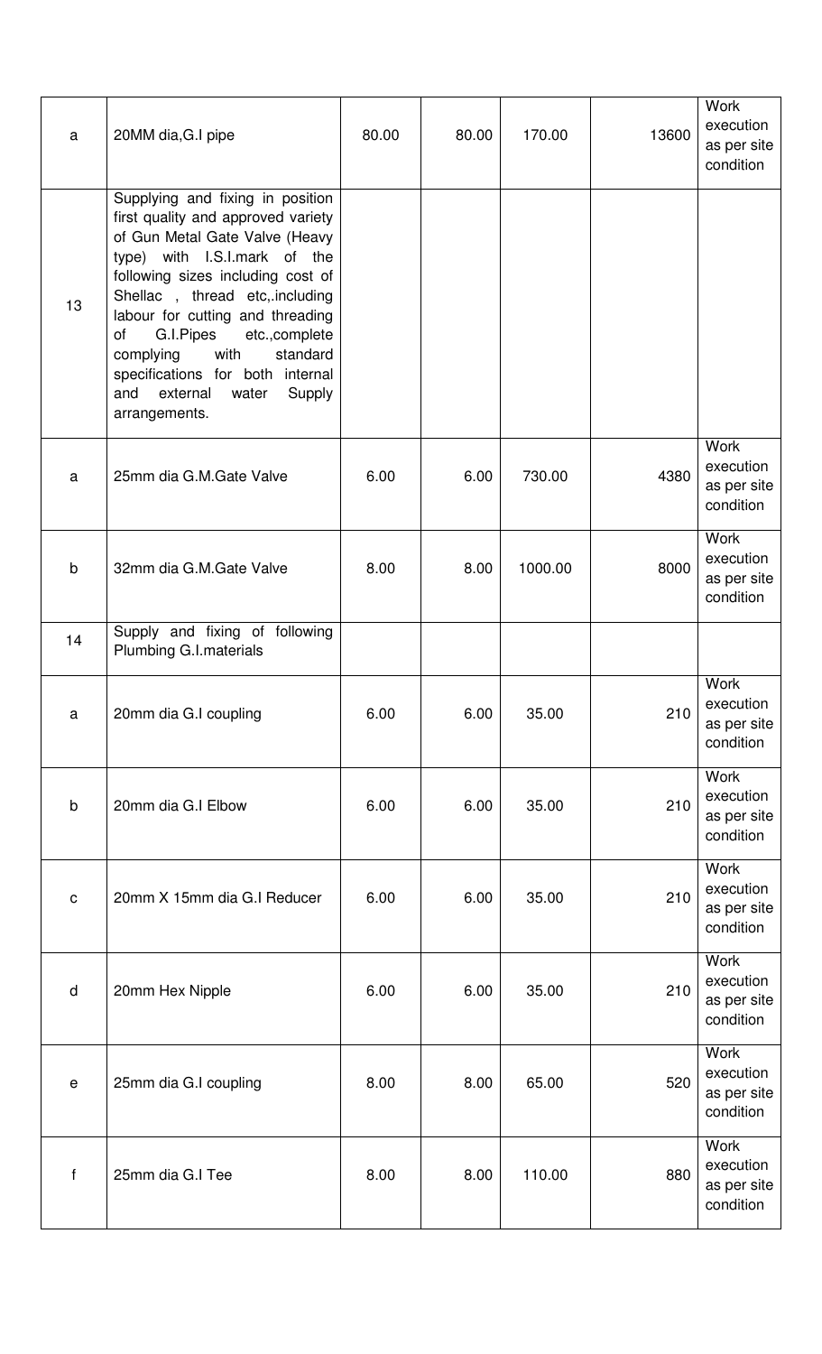| | | | | | | |
|---|---|---|---|---|---|---|
| a | 20MM dia,G.I pipe | 80.00 | 80.00 | 170.00 | 13600 | Work execution as per site condition |
| 13 | Supplying and fixing in position first quality and approved variety of Gun Metal Gate Valve (Heavy type) with I.S.I.mark of the following sizes including cost of Shellac , thread etc,.including labour for cutting and threading of G.I.Pipes etc.,complete complying with standard specifications for both internal and external water Supply arrangements. | | | | | |
| a | 25mm dia G.M.Gate Valve | 6.00 | 6.00 | 730.00 | 4380 | Work execution as per site condition |
| b | 32mm dia G.M.Gate Valve | 8.00 | 8.00 | 1000.00 | 8000 | Work execution as per site condition |
| 14 | Supply and fixing of following Plumbing G.I.materials | | | | | |
| a | 20mm dia G.I coupling | 6.00 | 6.00 | 35.00 | 210 | Work execution as per site condition |
| b | 20mm dia G.I Elbow | 6.00 | 6.00 | 35.00 | 210 | Work execution as per site condition |
| c | 20mm X 15mm dia G.I Reducer | 6.00 | 6.00 | 35.00 | 210 | Work execution as per site condition |
| d | 20mm Hex Nipple | 6.00 | 6.00 | 35.00 | 210 | Work execution as per site condition |
| e | 25mm dia G.I coupling | 8.00 | 8.00 | 65.00 | 520 | Work execution as per site condition |
| f | 25mm dia G.I Tee | 8.00 | 8.00 | 110.00 | 880 | Work execution as per site condition |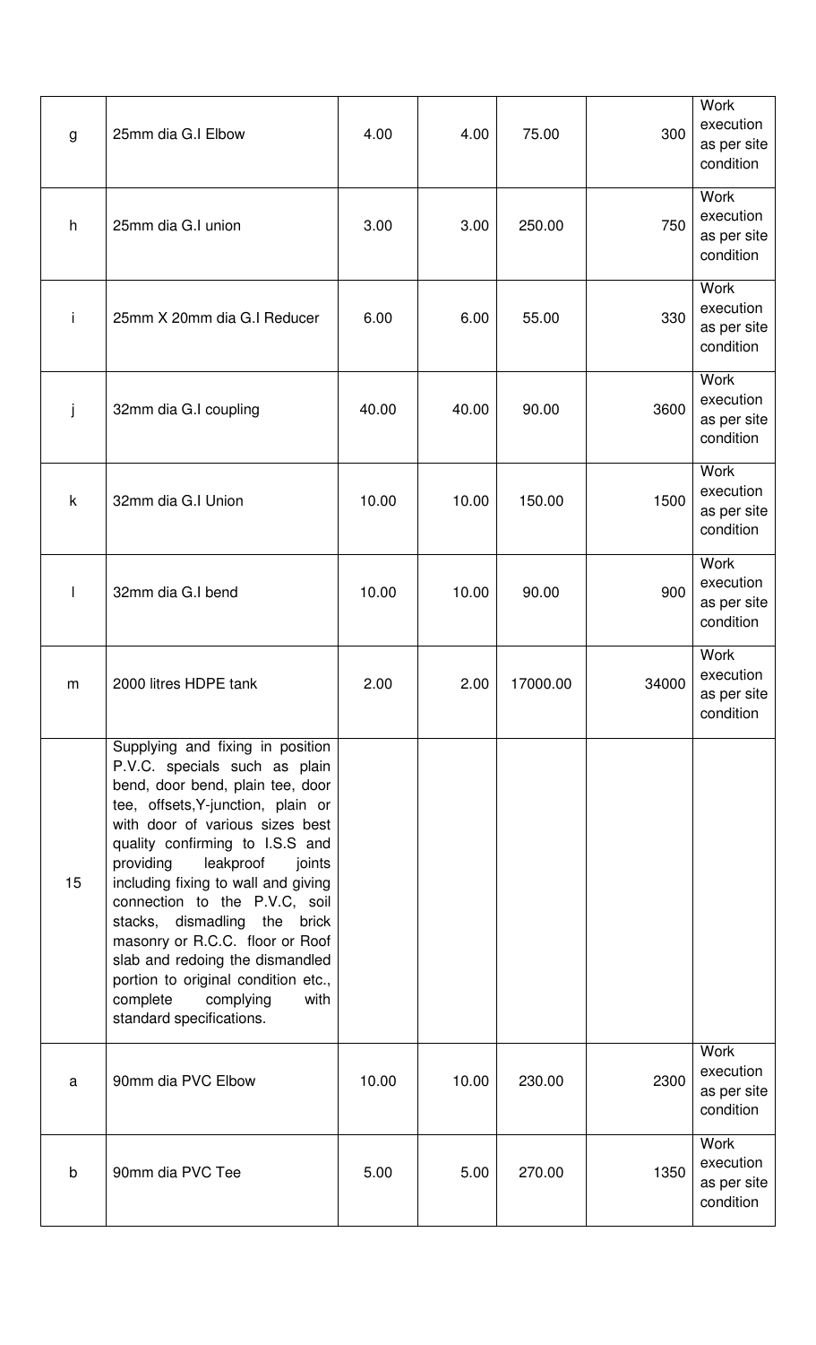| | | | | | | |
|---|---|---|---|---|---|---|
| g | 25mm dia G.I Elbow | 4.00 | 4.00 | 75.00 | 300 | Work execution as per site condition |
| h | 25mm dia G.I union | 3.00 | 3.00 | 250.00 | 750 | Work execution as per site condition |
| i | 25mm X 20mm dia G.I Reducer | 6.00 | 6.00 | 55.00 | 330 | Work execution as per site condition |
| j | 32mm dia G.I coupling | 40.00 | 40.00 | 90.00 | 3600 | Work execution as per site condition |
| k | 32mm dia G.I Union | 10.00 | 10.00 | 150.00 | 1500 | Work execution as per site condition |
| l | 32mm dia G.I bend | 10.00 | 10.00 | 90.00 | 900 | Work execution as per site condition |
| m | 2000 litres HDPE tank | 2.00 | 2.00 | 17000.00 | 34000 | Work execution as per site condition |
| 15 | Supplying and fixing in position P.V.C. specials such as plain bend, door bend, plain tee, door tee, offsets,Y-junction, plain or with door of various sizes best quality confirming to I.S.S and providing leakproof joints including fixing to wall and giving connection to the P.V.C, soil stacks, dismadling the brick masonry or R.C.C. floor or Roof slab and redoing the dismandled portion to original condition etc., complete complying with standard specifications. | | | | | |
| a | 90mm dia PVC Elbow | 10.00 | 10.00 | 230.00 | 2300 | Work execution as per site condition |
| b | 90mm dia PVC Tee | 5.00 | 5.00 | 270.00 | 1350 | Work execution as per site condition |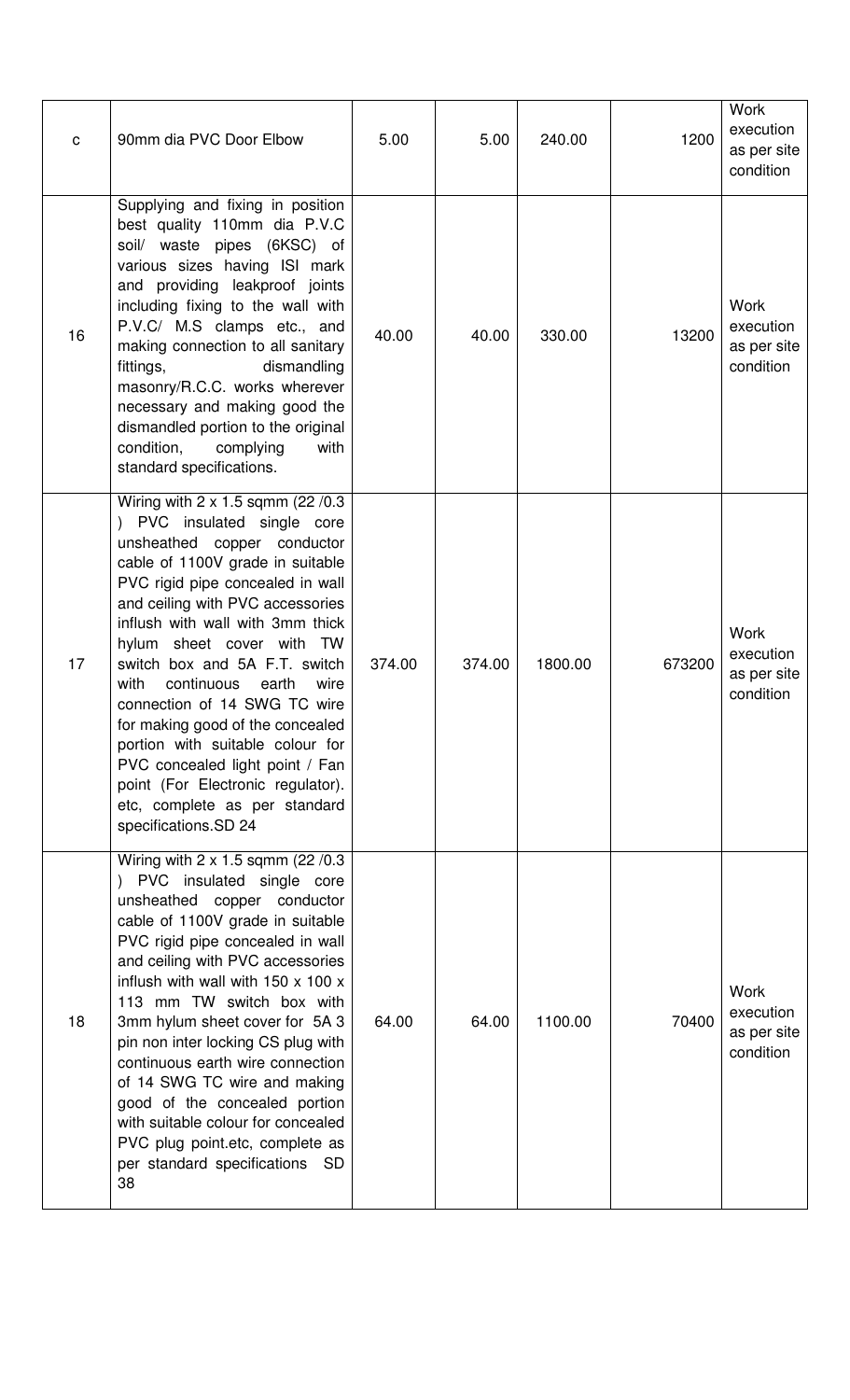| c | 90mm dia PVC Door Elbow | 5.00 | 5.00 | 240.00 | 1200 | Work execution as per site condition |
|---|---|---|---|---|---|---|
| 16 | Supplying and fixing in position best quality 110mm dia P.V.C soil/ waste pipes (6KSC) of various sizes having ISI mark and providing leakproof joints including fixing to the wall with P.V.C/ M.S clamps etc., and making connection to all sanitary fittings, dismandling masonry/R.C.C. works wherever necessary and making good the dismandled portion to the original condition, complying with standard specifications. | 40.00 | 40.00 | 330.00 | 13200 | Work execution as per site condition |
| 17 | Wiring with 2 x 1.5 sqmm (22 /0.3 ) PVC insulated single core unsheathed copper conductor cable of 1100V grade in suitable PVC rigid pipe concealed in wall and ceiling with PVC accessories inflush with wall with 3mm thick hylum sheet cover with TW switch box and 5A F.T. switch with continuous earth wire connection of 14 SWG TC wire for making good of the concealed portion with suitable colour for PVC concealed light point / Fan point (For Electronic regulator). etc, complete as per standard specifications.SD 24 | 374.00 | 374.00 | 1800.00 | 673200 | Work execution as per site condition |
| 18 | Wiring with 2 x 1.5 sqmm (22 /0.3 ) PVC insulated single core unsheathed copper conductor cable of 1100V grade in suitable PVC rigid pipe concealed in wall and ceiling with PVC accessories inflush with wall with 150 x 100 x 113 mm TW switch box with 3mm hylum sheet cover for 5A 3 pin non inter locking CS plug with continuous earth wire connection of 14 SWG TC wire and making good of the concealed portion with suitable colour for concealed PVC plug point.etc, complete as per standard specifications SD 38 | 64.00 | 64.00 | 1100.00 | 70400 | Work execution as per site condition |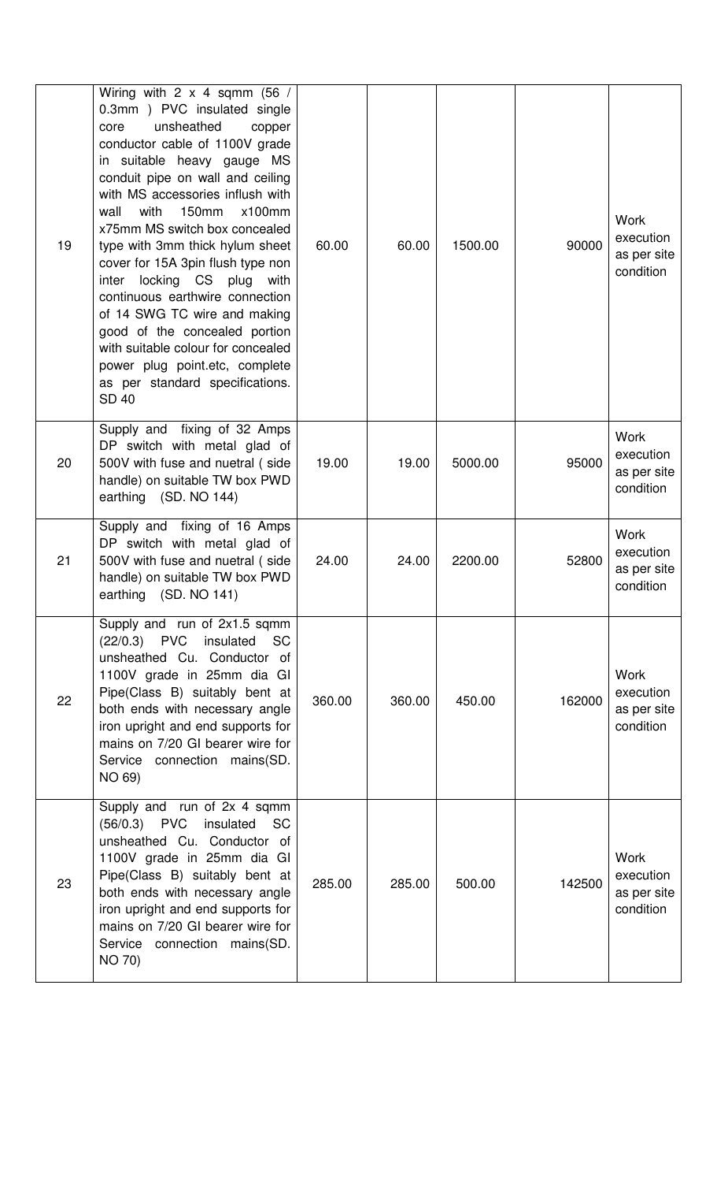| 19 | Wiring with 2 x 4 sqmm (56 / 0.3mm ) PVC insulated single core unsheathed copper conductor cable of 1100V grade in suitable heavy gauge MS conduit pipe on wall and ceiling with MS accessories inflush with wall with 150mm x100mm x75mm MS switch box concealed type with 3mm thick hylum sheet cover for 15A 3pin flush type non inter locking CS plug with continuous earthwire connection of 14 SWG TC wire and making good of the concealed portion with suitable colour for concealed power plug point.etc, complete as per standard specifications. SD 40 | 60.00 | 60.00 | 1500.00 | 90000 | Work execution as per site condition |
|---|---|---|---|---|---|---|
| 20 | Supply and fixing of 32 Amps DP switch with metal glad of 500V with fuse and nuetral ( side handle) on suitable TW box PWD earthing (SD. NO 144) | 19.00 | 19.00 | 5000.00 | 95000 | Work execution as per site condition |
| 21 | Supply and fixing of 16 Amps DP switch with metal glad of 500V with fuse and nuetral ( side handle) on suitable TW box PWD earthing (SD. NO 141) | 24.00 | 24.00 | 2200.00 | 52800 | Work execution as per site condition |
| 22 | Supply and run of 2x1.5 sqmm (22/0.3) PVC insulated SC unsheathed Cu. Conductor of 1100V grade in 25mm dia GI Pipe(Class B) suitably bent at both ends with necessary angle iron upright and end supports for mains on 7/20 GI bearer wire for Service connection mains(SD. NO 69) | 360.00 | 360.00 | 450.00 | 162000 | Work execution as per site condition |
| 23 | Supply and run of 2x 4 sqmm (56/0.3) PVC insulated SC unsheathed Cu. Conductor of 1100V grade in 25mm dia GI Pipe(Class B) suitably bent at both ends with necessary angle iron upright and end supports for mains on 7/20 GI bearer wire for Service connection mains(SD. NO 70) | 285.00 | 285.00 | 500.00 | 142500 | Work execution as per site condition |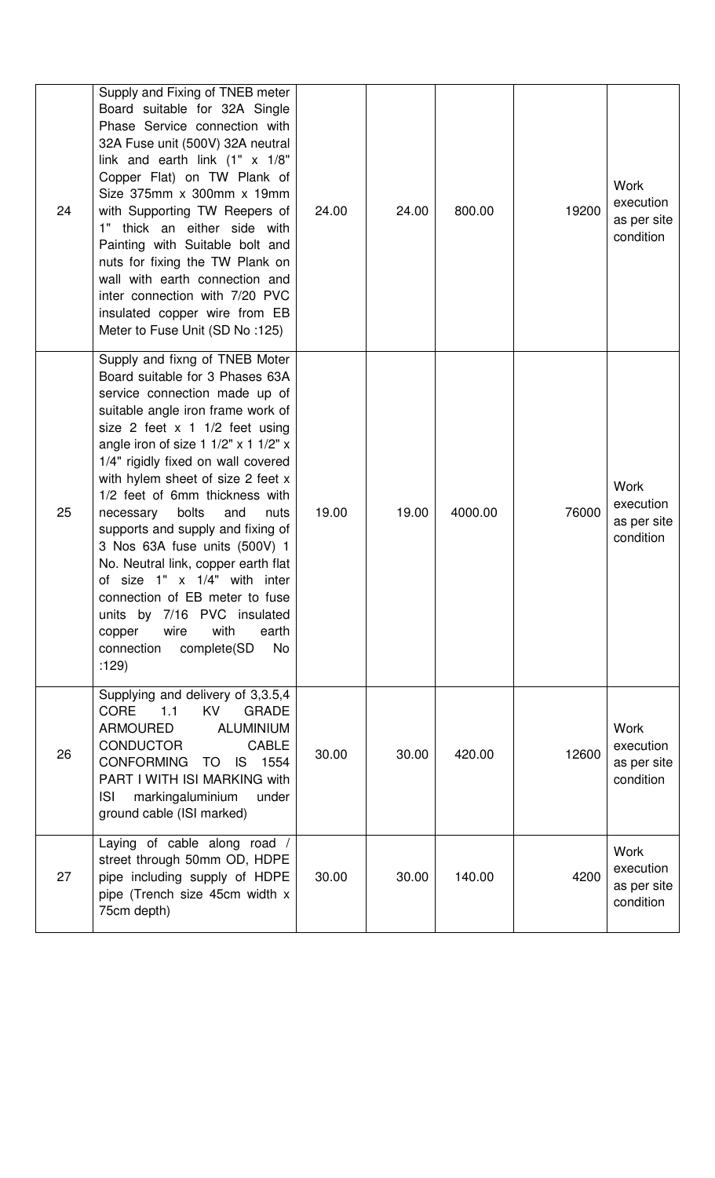| 24 | Supply and Fixing of TNEB meter Board suitable for 32A Single Phase Service connection with 32A Fuse unit (500V) 32A neutral link and earth link (1" x 1/8" Copper Flat) on TW Plank of Size 375mm x 300mm x 19mm with Supporting TW Reepers of 1" thick an either side with Painting with Suitable bolt and nuts for fixing the TW Plank on wall with earth connection and inter connection with 7/20 PVC insulated copper wire from EB Meter to Fuse Unit (SD No :125) | 24.00 | 24.00 | 800.00 | 19200 | Work execution as per site condition |
|---|---|---|---|---|---|---|
| 25 | Supply and fixng of TNEB Moter Board suitable for 3 Phases 63A service connection made up of suitable angle iron frame work of size 2 feet x 1 1/2 feet using angle iron of size 1 1/2" x 1 1/2" x 1/4" rigidly fixed on wall covered with hylem sheet of size 2 feet x 1/2 feet of 6mm thickness with necessary bolts and nuts supports and supply and fixing of 3 Nos 63A fuse units (500V) 1 No. Neutral link, copper earth flat of size 1" x 1/4" with inter connection of EB meter to fuse units by 7/16 PVC insulated copper wire with earth connection complete(SD No :129) | 19.00 | 19.00 | 4000.00 | 76000 | Work execution as per site condition |
| 26 | Supplying and delivery of 3,3.5,4 CORE 1.1 KV GRADE ARMOURED ALUMINIUM CONDUCTOR CABLE CONFORMING TO IS 1554 PART I WITH ISI MARKING with ISI markingaluminium under ground cable (ISI marked) | 30.00 | 30.00 | 420.00 | 12600 | Work execution as per site condition |
| 27 | Laying of cable along road / street through 50mm OD, HDPE pipe including supply of HDPE pipe (Trench size 45cm width x 75cm depth) | 30.00 | 30.00 | 140.00 | 4200 | Work execution as per site condition |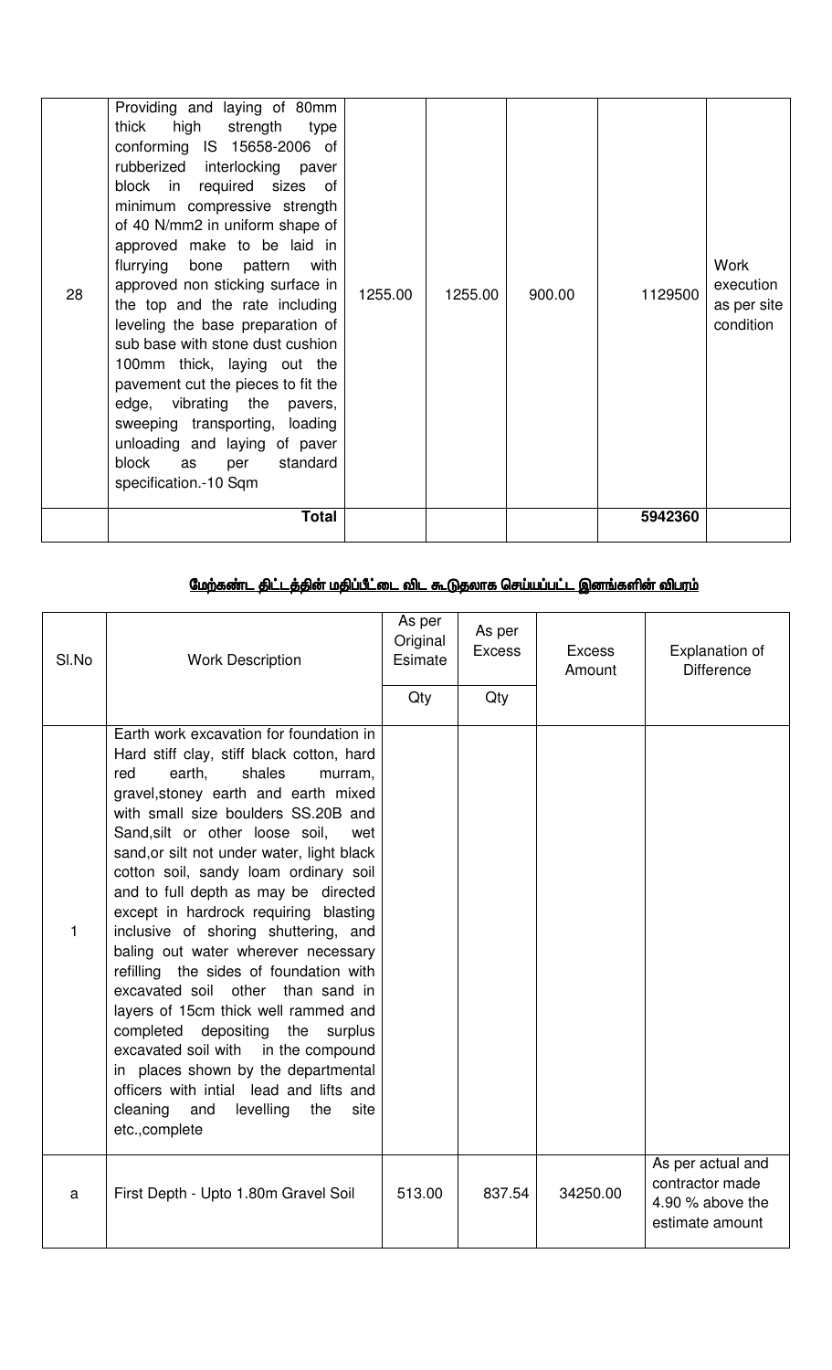| 28 | Providing and laying of 80mm thick high strength type conforming IS 15658-2006 of rubberized interlocking paver block in required sizes of minimum compressive strength of 40 N/mm2 in uniform shape of approved make to be laid in flurrying bone pattern with approved non sticking surface in the top and the rate including leveling the base preparation of sub base with stone dust cushion 100mm thick, laying out the pavement cut the pieces to fit the edge, vibrating the pavers, sweeping transporting, loading unloading and laying of paver block as per standard specification.-10 Sqm | 1255.00 | 1255.00 | 900.00 | 1129500 | Work execution as per site condition |
|---|---|---|---|---|---|---|
| | **Total** | | | | **5942360** | |

<u>**மேற்கண்ட திட்டத்தின் மதிப்பீட்டை விட கூடுதலாக செய்யப்பட்ட இனங்களின் விபரம்**</u>

| Sl.No | Work Description | As per Original Esimate | As per Excess | Excess Amount | Explanation of Difference |
|---|---|---|---|---|---|
| | | Qty | Qty | | |
| 1 | Earth work excavation for foundation in Hard stiff clay, stiff black cotton, hard red earth, shales murram, gravel,stoney earth and earth mixed with small size boulders SS.20B and Sand,silt or other loose soil, wet sand,or silt not under water, light black cotton soil, sandy loam ordinary soil and to full depth as may be directed except in hardrock requiring blasting inclusive of shoring shuttering, and baling out water wherever necessary refilling the sides of foundation with excavated soil other than sand in layers of 15cm thick well rammed and completed depositing the surplus excavated soil with in the compound in places shown by the departmental officers with intial lead and lifts and cleaning and levelling the site etc.,complete | | | | |
| a | First Depth - Upto 1.80m Gravel Soil | 513.00 | 837.54 | 34250.00 | As per actual and contractor made 4.90 % above the estimate amount |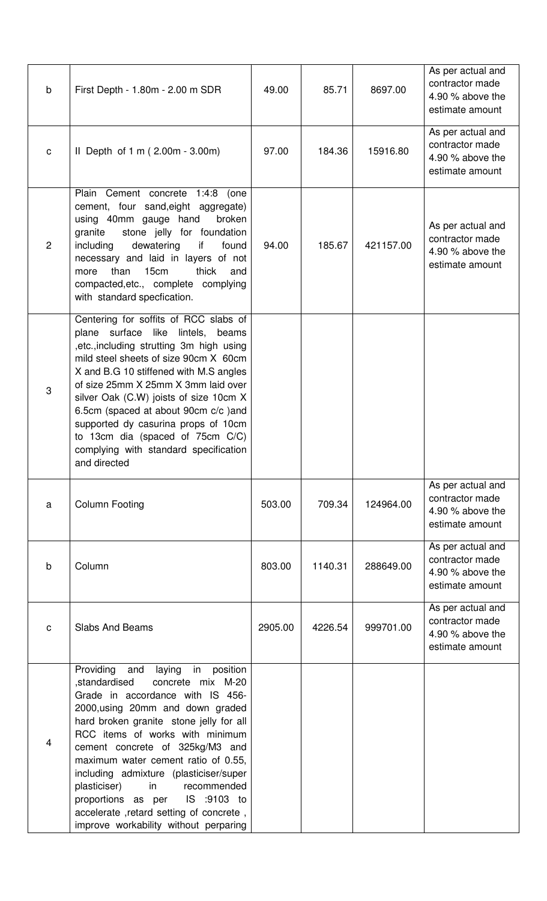| | | | | | |
|---|---|---|---|---|---|
| b | First Depth - 1.80m - 2.00 m SDR | 49.00 | 85.71 | 8697.00 | As per actual and contractor made 4.90 % above the estimate amount |
| c | II Depth of 1 m ( 2.00m - 3.00m) | 97.00 | 184.36 | 15916.80 | As per actual and contractor made 4.90 % above the estimate amount |
| 2 | Plain Cement concrete 1:4:8 (one cement, four sand,eight aggregate) using 40mm gauge hand broken granite stone jelly for foundation including dewatering if found necessary and laid in layers of not more than 15cm thick and compacted,etc., complete complying with standard specfication. | 94.00 | 185.67 | 421157.00 | As per actual and contractor made 4.90 % above the estimate amount |
| 3 | Centering for soffits of RCC slabs of plane surface like lintels, beams ,etc.,including strutting 3m high using mild steel sheets of size 90cm X 60cm X and B.G 10 stiffened with M.S angles of size 25mm X 25mm X 3mm laid over silver Oak (C.W) joists of size 10cm X 6.5cm (spaced at about 90cm c/c )and supported dy casurina props of 10cm to 13cm dia (spaced of 75cm C/C) complying with standard specification and directed | | | | |
| a | Column Footing | 503.00 | 709.34 | 124964.00 | As per actual and contractor made 4.90 % above the estimate amount |
| b | Column | 803.00 | 1140.31 | 288649.00 | As per actual and contractor made 4.90 % above the estimate amount |
| c | Slabs And Beams | 2905.00 | 4226.54 | 999701.00 | As per actual and contractor made 4.90 % above the estimate amount |
| 4 | Providing and laying in position ,standardised concrete mix M-20 Grade in accordance with IS 456-2000,using 20mm and down graded hard broken granite stone jelly for all RCC items of works with minimum cement concrete of 325kg/M3 and maximum water cement ratio of 0.55, including admixture (plasticiser/super plasticiser) in recommended proportions as per IS :9103 to accelerate ,retard setting of concrete , improve workability without perparing | | | | |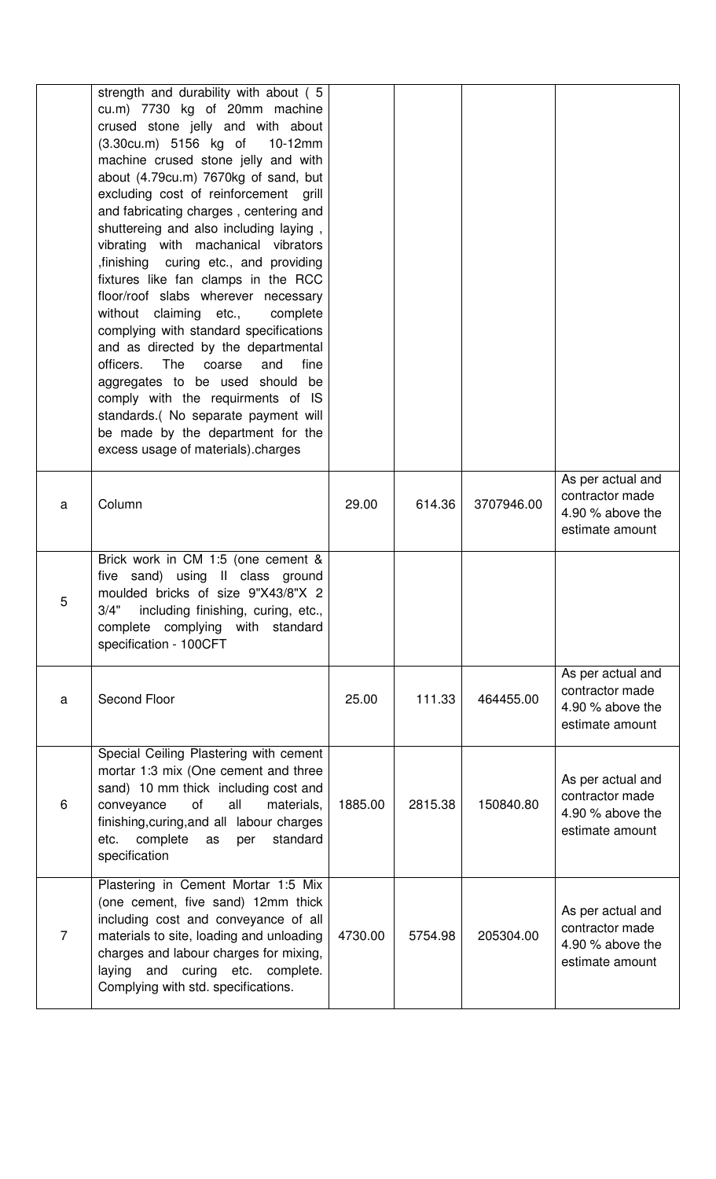| | | | | | |
|---|---|---|---|---|---|
| | strength and durability with about ( 5 cu.m) 7730 kg of 20mm machine crused stone jelly and with about (3.30cu.m) 5156 kg of 10-12mm machine crused stone jelly and with about (4.79cu.m) 7670kg of sand, but excluding cost of reinforcement grill and fabricating charges , centering and shuttereing and also including laying , vibrating with machanical vibrators ,finishing curing etc., and providing fixtures like fan clamps in the RCC floor/roof slabs wherever necessary without claiming etc., complete complying with standard specifications and as directed by the departmental officers. The coarse and fine aggregates to be used should be comply with the requirments of IS standards.( No separate payment will be made by the department for the excess usage of materials).charges | | | | |
| a | Column | 29.00 | 614.36 | 3707946.00 | As per actual and contractor made 4.90 % above the estimate amount |
| 5 | Brick work in CM 1:5 (one cement & five sand) using II class ground moulded bricks of size 9"X43/8"X 2 3/4" including finishing, curing, etc., complete complying with standard specification - 100CFT | | | | |
| a | Second Floor | 25.00 | 111.33 | 464455.00 | As per actual and contractor made 4.90 % above the estimate amount |
| 6 | Special Ceiling Plastering with cement mortar 1:3 mix (One cement and three sand) 10 mm thick including cost and conveyance of all materials, finishing,curing,and all labour charges etc. complete as per standard specification | 1885.00 | 2815.38 | 150840.80 | As per actual and contractor made 4.90 % above the estimate amount |
| 7 | Plastering in Cement Mortar 1:5 Mix (one cement, five sand) 12mm thick including cost and conveyance of all materials to site, loading and unloading charges and labour charges for mixing, laying and curing etc. complete. Complying with std. specifications. | 4730.00 | 5754.98 | 205304.00 | As per actual and contractor made 4.90 % above the estimate amount |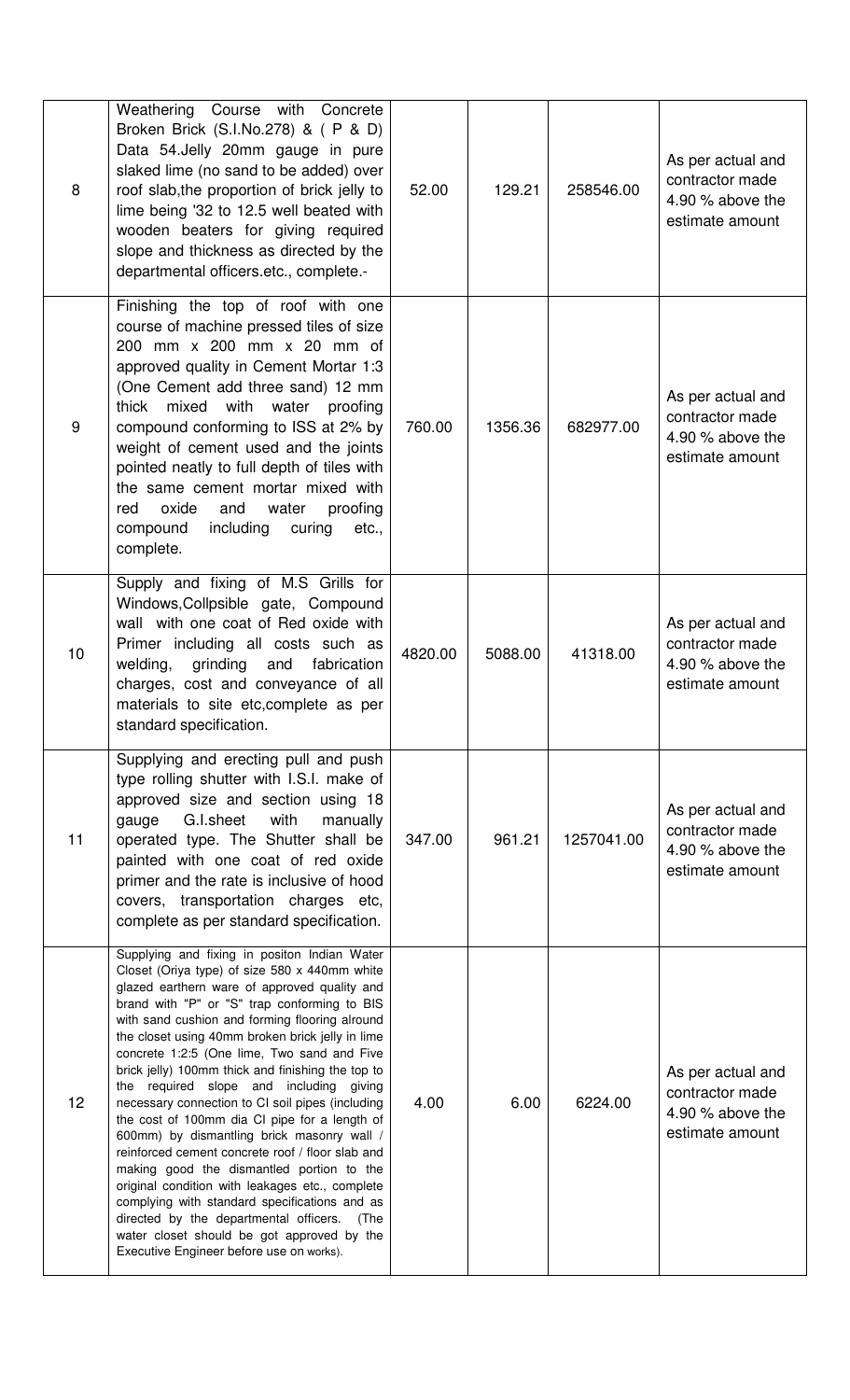| 8 | Weathering Course with Concrete Broken Brick (S.I.No.278) & ( P & D) Data 54.Jelly 20mm gauge in pure slaked lime (no sand to be added) over roof slab,the proportion of brick jelly to lime being '32 to 12.5 well beated with wooden beaters for giving required slope and thickness as directed by the departmental officers.etc., complete.- | 52.00 | 129.21 | 258546.00 | As per actual and contractor made 4.90 % above the estimate amount |
|---|---|---|---|---|---|
| 9 | Finishing the top of roof with one course of machine pressed tiles of size 200 mm x 200 mm x 20 mm of approved quality in Cement Mortar 1:3 (One Cement add three sand) 12 mm thick mixed with water proofing compound conforming to ISS at 2% by weight of cement used and the joints pointed neatly to full depth of tiles with the same cement mortar mixed with red oxide and water proofing compound including curing etc., complete. | 760.00 | 1356.36 | 682977.00 | As per actual and contractor made 4.90 % above the estimate amount |
| 10 | Supply and fixing of M.S Grills for Windows,Collpsible gate, Compound wall with one coat of Red oxide with Primer including all costs such as welding, grinding and fabrication charges, cost and conveyance of all materials to site etc,complete as per standard specification. | 4820.00 | 5088.00 | 41318.00 | As per actual and contractor made 4.90 % above the estimate amount |
| 11 | Supplying and erecting pull and push type rolling shutter with I.S.I. make of approved size and section using 18 gauge G.I.sheet with manually operated type. The Shutter shall be painted with one coat of red oxide primer and the rate is inclusive of hood covers, transportation charges etc, complete as per standard specification. | 347.00 | 961.21 | 1257041.00 | As per actual and contractor made 4.90 % above the estimate amount |
| 12 | Supplying and fixing in positon Indian Water Closet (Oriya type) of size 580 x 440mm white glazed earthern ware of approved quality and brand with "P" or "S" trap conforming to BIS with sand cushion and forming flooring alround the closet using 40mm broken brick jelly in lime concrete 1:2:5 (One lime, Two sand and Five brick jelly) 100mm thick and finishing the top to the required slope and including giving necessary connection to CI soil pipes (including the cost of 100mm dia CI pipe for a length of 600mm) by dismantling brick masonry wall / reinforced cement concrete roof / floor slab and making good the dismantled portion to the original condition with leakages etc., complete complying with standard specifications and as directed by the departmental officers. (The water closet should be got approved by the Executive Engineer before use on works). | 4.00 | 6.00 | 6224.00 | As per actual and contractor made 4.90 % above the estimate amount |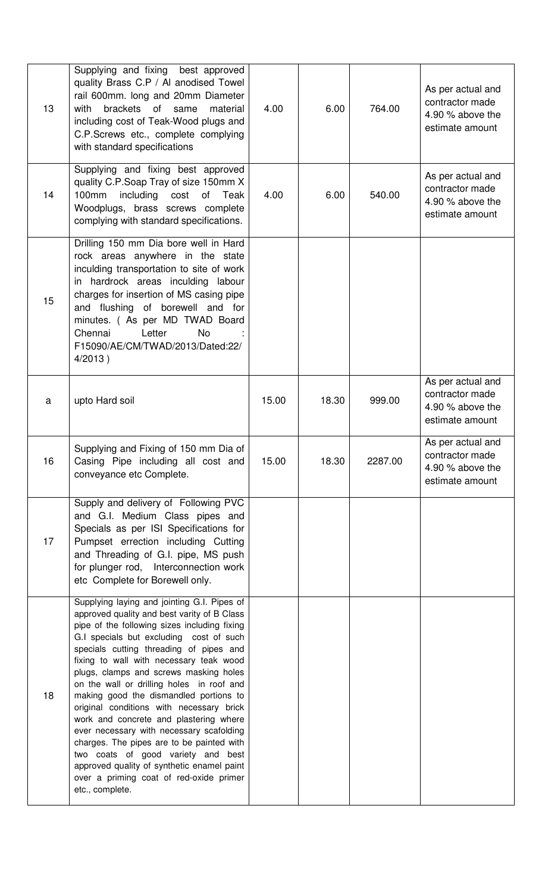| 13 | Supplying and fixing best approved quality Brass C.P / Al anodised Towel rail 600mm. long and 20mm Diameter with brackets of same material including cost of Teak-Wood plugs and C.P.Screws etc., complete complying with standard specifications | 4.00 | 6.00 | 764.00 | As per actual and contractor made 4.90 % above the estimate amount |
|---|---|---|---|---|---|
| 14 | Supplying and fixing best approved quality C.P.Soap Tray of size 150mm X 100mm including cost of Teak Woodplugs, brass screws complete complying with standard specifications. | 4.00 | 6.00 | 540.00 | As per actual and contractor made 4.90 % above the estimate amount |
| 15 | Drilling 150 mm Dia bore well in Hard rock areas anywhere in the state inculding transportation to site of work in hardrock areas inculding labour charges for insertion of MS casing pipe and flushing of borewell and for minutes. ( As per MD TWAD Board Chennai Letter No : F15090/AE/CM/TWAD/2013/Dated:22/ 4/2013 ) | | | | |
| a | upto Hard soil | 15.00 | 18.30 | 999.00 | As per actual and contractor made 4.90 % above the estimate amount |
| 16 | Supplying and Fixing of 150 mm Dia of Casing Pipe including all cost and conveyance etc Complete. | 15.00 | 18.30 | 2287.00 | As per actual and contractor made 4.90 % above the estimate amount |
| 17 | Supply and delivery of Following PVC and G.I. Medium Class pipes and Specials as per ISI Specifications for Pumpset errection including Cutting and Threading of G.I. pipe, MS push for plunger rod, Interconnection work etc Complete for Borewell only. | | | | |
| 18 | Supplying laying and jointing G.I. Pipes of approved quality and best varity of B Class pipe of the following sizes including fixing G.I specials but excluding cost of such specials cutting threading of pipes and fixing to wall with necessary teak wood plugs, clamps and screws masking holes on the wall or drilling holes in roof and making good the dismandled portions to original conditions with necessary brick work and concrete and plastering where ever necessary with necessary scafolding charges. The pipes are to be painted with two coats of good variety and best approved quality of synthetic enamel paint over a priming coat of red-oxide primer etc., complete. | | | | |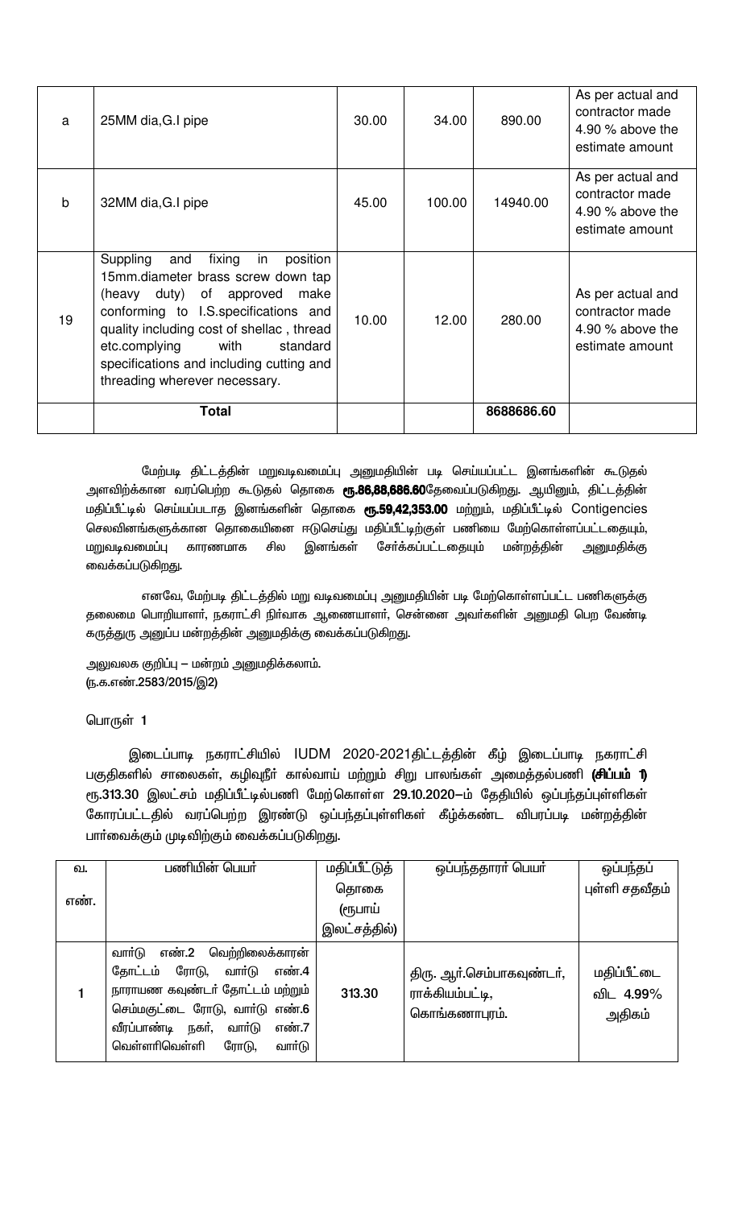| a | 25MM dia,G.I pipe | 30.00 | 34.00 | 890.00 | As per actual and contractor made 4.90 % above the estimate amount |
|---|---|---|---|---|---|
| b | 32MM dia,G.I pipe | 45.00 | 100.00 | 14940.00 | As per actual and contractor made 4.90 % above the estimate amount |
| 19 | Suppling and fixing in position 15mm.diameter brass screw down tap (heavy duty) of approved make conforming to I.S.specifications and quality including cost of shellac , thread etc.complying with standard specifications and including cutting and threading wherever necessary. | 10.00 | 12.00 | 280.00 | As per actual and contractor made 4.90 % above the estimate amount |
| | **Total** | | | 8688686.60 | |

மேற்படி திட்டத்தின் மறுவடிவமைப்பு அனுமதியின் படி செய்யப்பட்ட இனங்களின் கூடுதல் அளவிற்க்கான வரப்பெற்ற கூடுதல் தொகை **ரூ.86,88,686.60**தேவைப்படுகிறது. ஆயினும், திட்டத்தின் மதிப்பீட்டில் செய்யப்படாத இனங்களின் தொகை **ரூ.59,42,353.00** மற்றும், மதிப்பீட்டில் Contigencies செலவினங்களுக்கான தொகையினை ஈடுசெய்து மதிப்பீட்டிற்குள் பணியை மேற்கொள்ளப்பட்டதையும், மறுவடிவமைப்பு காரணமாக சில இனங்கள் சேர்க்கப்பட்டதையும் மன்றத்தின் அனுமதிக்கு வைக்கப்படுகிறது.

எனவே, மேற்படி திட்டத்தில் மறு வடிவமைப்பு அனுமதியின் படி மேற்கொள்ளப்பட்ட பணிகளுக்கு தலைமை பொறியாளர், நகராட்சி நிர்வாக ஆணையாளர், சென்னை அவர்களின் அனுமதி பெற வேண்டி கருத்துரு அனுப்ப மன்றத்தின் அனுமதிக்கு வைக்கப்படுகிறது.

அலுவலக குறிப்பு – மன்றம் அனுமதிக்கலாம்.
(ந.க.எண்.2583/2015/இ2)

பொருள் 1

இடைப்பாடி நகராட்சியில் IUDM 2020-2021திட்டத்தின் கீழ் இடைப்பாடி நகராட்சி பகுதிகளில் சாலைகள், கழிவுநீர் கால்வாய் மற்றும் சிறு பாலங்கள் அமைத்தல்பணி **(சிப்பம் 1)** ரூ.313.30 இலட்சம் மதிப்பீட்டில்பணி மேற்கொள்ள 29.10.2020–ம் தேதியில் ஒப்பந்தப்புள்ளிகள் கோரப்பட்டதில் வரப்பெற்ற இரண்டு ஒப்பந்தப்புள்ளிகள் கீழ்க்கண்ட விபரப்படி மன்றத்தின் பார்வைக்கும் முடிவிற்கும் வைக்கப்படுகிறது.

| வ. எண். | பணியின் பெயர் | மதிப்பீட்டுத் தொகை (ரூபாய் இலட்சத்தில்) | ஒப்பந்ததாரர் பெயர் | ஒப்பந்தப் புள்ளி சதவீதம் |
|---|---|---|---|---|
| 1 | வார்டு எண்.2 வெற்றிலைக்காரன் தோட்டம் ரோடு, வார்டு எண்.4 நாராயண கவுண்டர் தோட்டம் மற்றும் செம்மகுட்டை ரோடு, வார்டு எண்.6 வீரப்பாண்டி நகர், வார்டு எண்.7 வெள்ளரிவெள்ளி ரோடு, வார்டு | 313.30 | திரு. ஆர்.செம்பாகவுண்டர், ராக்கியம்பட்டி, கொங்கணாபுரம். | மதிப்பீட்டை விட 4.99% அதிகம் |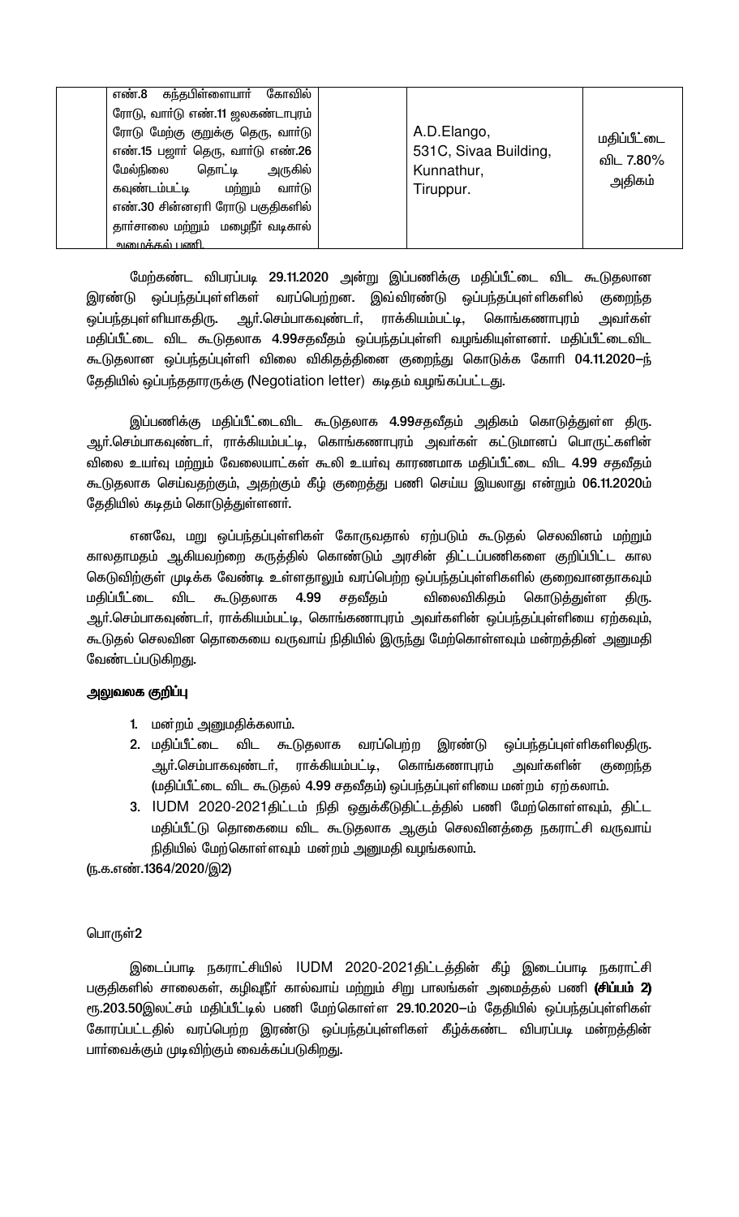| | எண்.8 கந்தபிள்ளையார் கோவில் ரோடு, வார்டு எண்.11 ஜலகண்டாபுரம் ரோடு மேற்கு குறுக்கு தெரு, வார்டு எண்.15 பஜார் தெரு, வார்டு எண்.26 மேல்நிலை தொட்டி அருகில் கவுண்டம்பட்டி மற்றும் வார்டு எண்.30 சின்னஏரி ரோடு பகுதிகளில் தார்சாலை மற்றும் மழைநீர் வடிகால் அமைக்கல் பணி | | A.D.Elango, 531C, Sivaa Building, Kunnathur, Tiruppur. | மதிப்பீட்டை விட 7.80% அதிகம் |
|---|---|---|---|---|

மேற்கண்ட விபரப்படி 29.11.2020 அன்று இப்பணிக்கு மதிப்பீட்டை விட கூடுதலான இரண்டு ஒப்பந்தப்புள்ளிகள் வரப்பெற்றன. இவ்விரண்டு ஒப்பந்தப்புள்ளிகளில் குறைந்த ஒப்பந்தபுள்ளியாகதிரு. ஆர்.செம்பாகவுண்டர், ராக்கியம்பட்டி, கொங்கணாபுரம் அவர்கள் மதிப்பீட்டை விட கூடுதலாக 4.99சதவீதம் ஒப்பந்தப்புள்ளி வழங்கியுள்ளனர். மதிப்பீட்டைவிட கூடுதலான ஒப்பந்தப்புள்ளி விலை விகிதத்தினை குறைந்து கொடுக்க கோரி 04.11.2020–ந் தேதியில் ஒப்பந்ததாரருக்கு (Negotiation letter) கடிதம் வழங்கப்பட்டது.

இப்பணிக்கு மதிப்பீட்டைவிட கூடுதலாக 4.99சதவீதம் அதிகம் கொடுத்துள்ள திரு. ஆர்.செம்பாகவுண்டர், ராக்கியம்பட்டி, கொங்கணாபுரம் அவர்கள் கட்டுமானப் பொருட்களின் விலை உயர்வு மற்றும் வேலையாட்கள் கூலி உயர்வு காரணமாக மதிப்பீட்டை விட 4.99 சதவீதம் கூடுதலாக செய்வதற்கும், அதற்கும் கீழ் குறைத்து பணி செய்ய இயலாது என்றும் 06.11.2020ம் தேதியில் கடிதம் கொடுத்துள்ளனர்.

எனவே, மறு ஒப்பந்தப்புள்ளிகள் கோருவதால் ஏற்படும் கூடுதல் செலவினம் மற்றும் காலதாமதம் ஆகியவற்றை கருத்தில் கொண்டும் அரசின் திட்டப்பணிகளை குறிப்பிட்ட கால கெடுவிற்குள் முடிக்க வேண்டி உள்ளதாலும் வரப்பெற்ற ஒப்பந்தப்புள்ளிகளில் குறைவானதாகவும் மதிப்பீட்டை விட கூடுதலாக 4.99 சதவீதம் விலைவிகிதம் கொடுத்துள்ள திரு. ஆர்.செம்பாகவுண்டர், ராக்கியம்பட்டி, கொங்கணாபுரம் அவர்களின் ஒப்பந்தப்புள்ளியை ஏற்கவும், கூடுதல் செலவின தொகையை வருவாய் நிதியில் இருந்து மேற்கொள்ளவும் மன்றத்தின் அனுமதி வேண்டப்படுகிறது.

**அலுவலக குறிப்பு**

1. மன்றம் அனுமதிக்கலாம்.
2. மதிப்பீட்டை விட கூடுதலாக வரப்பெற்ற இரண்டு ஒப்பந்தப்புள்ளிகளிலதிரு. ஆர்.செம்பாகவுண்டர், ராக்கியம்பட்டி, கொங்கணாபுரம் அவர்களின் குறைந்த (மதிப்பீட்டை விட கூடுதல் 4.99 சதவீதம்) ஒப்பந்தப்புள்ளியை மன்றம் ஏற்கலாம்.
3. IUDM 2020-2021திட்டம் நிதி ஒதுக்கீடுதிட்டத்தில் பணி மேற்கொள்ளவும், திட்ட மதிப்பீட்டு தொகையை விட கூடுதலாக ஆகும் செலவினத்தை நகராட்சி வருவாய் நிதியில் மேற்கொள்ளவும் மன்றம் அனுமதி வழங்கலாம்.

(ந.க.எண்.1364/2020/இ2)

பொருள்2

இடைப்பாடி நகராட்சியில் IUDM 2020-2021திட்டத்தின் கீழ் இடைப்பாடி நகராட்சி பகுதிகளில் சாலைகள், கழிவுநீர் கால்வாய் மற்றும் சிறு பாலங்கள் அமைத்தல் பணி **(சிப்பம் 2)** ரூ.203.50இலட்சம் மதிப்பீட்டில் பணி மேற்கொள்ள 29.10.2020–ம் தேதியில் ஒப்பந்தப்புள்ளிகள் கோரப்பட்டதில் வரப்பெற்ற இரண்டு ஒப்பந்தப்புள்ளிகள் கீழ்க்கண்ட விபரப்படி மன்றத்தின் பார்வைக்கும் முடிவிற்கும் வைக்கப்படுகிறது.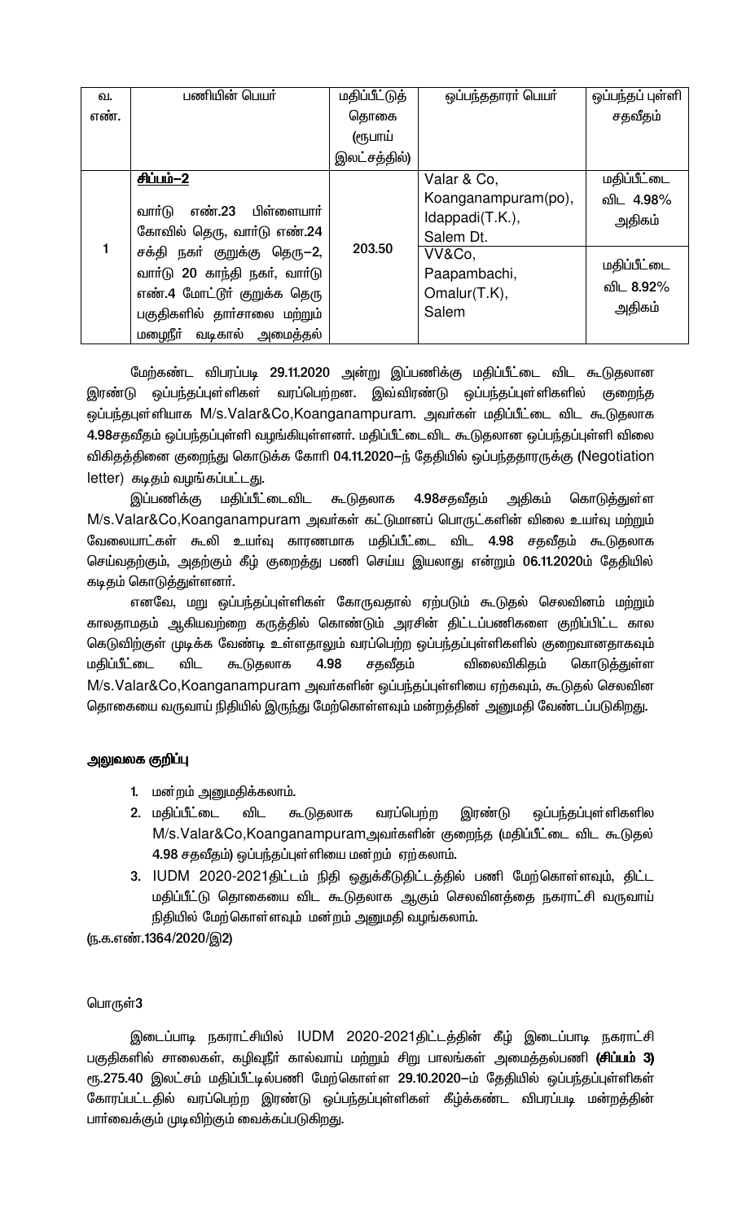| வ. எண். | பணியின் பெயர் | மதிப்பீட்டுத் தொகை (ரூபாய் இலட்சத்தில்) | ஒப்பந்ததாரர் பெயர் | ஒப்பந்தப் புள்ளி சதவீதம் |
|---|---|---|---|---|
| 1 | **சிப்பம்–2**<br>வார்டு எண்.23 பிள்ளையார் கோவில் தெரு, வார்டு எண்.24 சக்தி நகர் குறுக்கு தெரு–2, வார்டு 20 காந்தி நகர், வார்டு எண்.4 மோட்டூர் குறுக்க தெரு பகுதிகளில் தார்சாலை மற்றும் மழைநீர் வடிகால் அமைத்தல் | 203.50 | Valar & Co, Koanganampuram(po), Idappadi(T.K.), Salem Dt. | மதிப்பீட்டை விட 4.98% அதிகம் |
| | | | VV&Co, Paapambachi, Omalur(T.K), Salem | மதிப்பீட்டை விட 8.92% அதிகம் |

மேற்கண்ட விபரப்படி 29.11.2020 அன்று இப்பணிக்கு மதிப்பீட்டை விட கூடுதலான இரண்டு ஒப்பந்தப்புள்ளிகள் வரப்பெற்றன. இவ்விரண்டு ஒப்பந்தப்புள்ளிகளில் குறைந்த ஒப்பந்தபுள்ளியாக M/s.Valar&Co,Koanganampuram. அவர்கள் மதிப்பீட்டை விட கூடுதலாக 4.98சதவீதம் ஒப்பந்தப்புள்ளி வழங்கியுள்ளனர். மதிப்பீட்டைவிட கூடுதலான ஒப்பந்தப்புள்ளி விலை விகிதத்தினை குறைந்து கொடுக்க கோரி 04.11.2020–ந் தேதியில் ஒப்பந்ததாரருக்கு (Negotiation letter) கடிதம் வழங்கப்பட்டது.

இப்பணிக்கு மதிப்பீட்டைவிட கூடுதலாக 4.98சதவீதம் அதிகம் கொடுத்துள்ள M/s.Valar&Co,Koanganampuram அவர்கள் கட்டுமானப் பொருட்களின் விலை உயர்வு மற்றும் வேலையாட்கள் கூலி உயர்வு காரணமாக மதிப்பீட்டை விட 4.98 சதவீதம் கூடுதலாக செய்வதற்கும், அதற்கும் கீழ் குறைத்து பணி செய்ய இயலாது என்றும் 06.11.2020ம் தேதியில் கடிதம் கொடுத்துள்ளனர்.

எனவே, மறு ஒப்பந்தப்புள்ளிகள் கோருவதால் ஏற்படும் கூடுதல் செலவினம் மற்றும் காலதாமதம் ஆகியவற்றை கருத்தில் கொண்டும் அரசின் திட்டப்பணிகளை குறிப்பிட்ட கால கெடுவிற்குள் முடிக்க வேண்டி உள்ளதாலும் வரப்பெற்ற ஒப்பந்தப்புள்ளிகளில் குறைவானதாகவும் மதிப்பீட்டை விட கூடுதலாக 4.98 சதவீதம் விலைவிகிதம் கொடுத்துள்ள M/s.Valar&Co,Koanganampuram அவர்களின் ஒப்பந்தப்புள்ளியை ஏற்கவும், கூடுதல் செலவின தொகையை வருவாய் நிதியில் இருந்து மேற்கொள்ளவும் மன்றத்தின் அனுமதி வேண்டப்படுகிறது.

**அலுவலக குறிப்பு**

1. மன்றம் அனுமதிக்கலாம்.
2. மதிப்பீட்டை விட கூடுதலாக வரப்பெற்ற இரண்டு ஒப்பந்தப்புள்ளிகளில M/s.Valar&Co,Koanganampuramஅவர்களின் குறைந்த (மதிப்பீட்டை விட கூடுதல் 4.98 சதவீதம்) ஒப்பந்தப்புள்ளியை மன்றம் ஏற்கலாம்.
3. IUDM 2020-2021திட்டம் நிதி ஒதுக்கீடுதிட்டத்தில் பணி மேற்கொள்ளவும், திட்ட மதிப்பீட்டு தொகையை விட கூடுதலாக ஆகும் செலவினத்தை நகராட்சி வருவாய் நிதியில் மேற்கொள்ளவும் மன்றம் அனுமதி வழங்கலாம்.

(ந.க.எண்.1364/2020/இ2)

பொருள்3

இடைப்பாடி நகராட்சியில் IUDM 2020-2021திட்டத்தின் கீழ் இடைப்பாடி நகராட்சி பகுதிகளில் சாலைகள், கழிவுநீர் கால்வாய் மற்றும் சிறு பாலங்கள் அமைத்தல்பணி **(சிப்பம் 3)** ரூ.275.40 இலட்சம் மதிப்பீட்டில்பணி மேற்கொள்ள 29.10.2020–ம் தேதியில் ஒப்பந்தப்புள்ளிகள் கோரப்பட்டதில் வரப்பெற்ற இரண்டு ஒப்பந்தப்புள்ளிகள் கீழ்க்கண்ட விபரப்படி மன்றத்தின் பார்வைக்கும் முடிவிற்கும் வைக்கப்படுகிறது.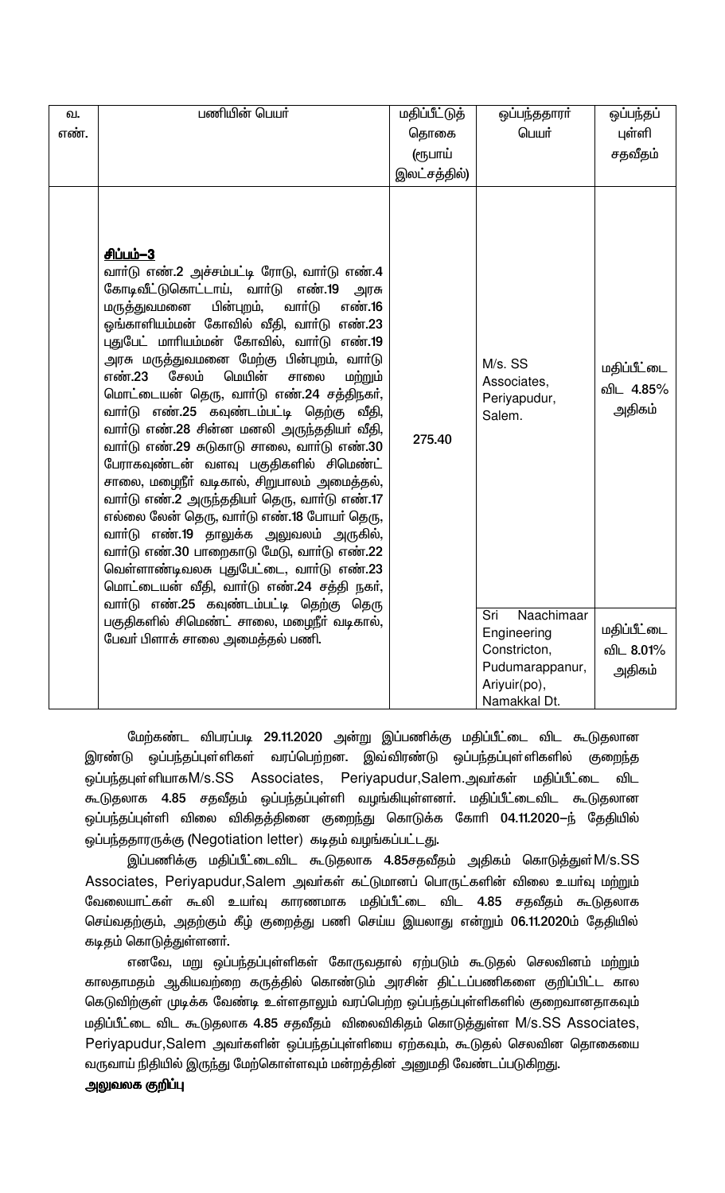| வ. எண். | பணியின் பெயர் | மதிப்பீட்டுத் தொகை (ரூபாய் இலட்சத்தில்) | ஒப்பந்ததாரர் பெயர் | ஒப்பந்தப் புள்ளி சதவீதம் |
|---|---|---|---|---|
| | **சிப்பம்–3**<br>வார்டு எண்.2 அச்சம்பட்டி ரோடு, வார்டு எண்.4 கோடிவீட்டுகொட்டாய், வார்டு எண்.19 அரசு மருத்துவமனை பின்புறம், வார்டு எண்.16 ஓங்காளியம்மன் கோவில் வீதி, வார்டு எண்.23 புதுபேட் மாரியம்மன் கோவில், வார்டு எண்.19 அரசு மருத்துவமனை மேற்கு பின்புறம், வார்டு எண்.23 சேலம் மெயின் சாலை மற்றும் மொட்டையன் தெரு, வார்டு எண்.24 சத்திநகர், வார்டு எண்.25 கவுண்டம்பட்டி தெற்கு வீதி, வார்டு எண்.28 சின்ன மனலி அருந்ததியர் வீதி, வார்டு எண்.29 சுடுகாடு சாலை, வார்டு எண்.30 பேராகவுண்டன் வளவு பகுதிகளில் சிமெண்ட் சாலை, மழைநீர் வடிகால், சிறுபாலம் அமைத்தல், வார்டு எண்.2 அருந்ததியர் தெரு, வார்டு எண்.17 எல்லை லேன் தெரு, வார்டு எண்.18 போயர் தெரு, வார்டு எண்.19 தாலுக்க அலுவலம் அருகில், வார்டு எண்.30 பாறைகாடு மேடு, வார்டு எண்.22 வெள்ளாண்டிவலசு புதுபேட்டை, வார்டு எண்.23 மொட்டையன் வீதி, வார்டு எண்.24 சத்தி நகர், வார்டு எண்.25 கவுண்டம்பட்டி தெற்கு தெரு பகுதிகளில் சிமெண்ட் சாலை, மழைநீர் வடிகால், பேவர் பிளாக் சாலை அமைத்தல் பணி. | 275.40 | M/s. SS Associates, Periyapudur, Salem. | மதிப்பீட்டை விட 4.85% அதிகம் |
| | | | Sri Naachimaar Engineering Constricton, Pudumarappanur, Ariyuir(po), Namakkal Dt. | மதிப்பீட்டை விட 8.01% அதிகம் |

மேற்கண்ட விபரப்படி 29.11.2020 அன்று இப்பணிக்கு மதிப்பீட்டை விட கூடுதலான இரண்டு ஒப்பந்தப்புள்ளிகள் வரப்பெற்றன. இவ்விரண்டு ஒப்பந்தப்புள்ளிகளில் குறைந்த ஒப்பந்தபுள்ளியாகM/s.SS Associates, Periyapudur,Salem.அவர்கள் மதிப்பீட்டை விட கூடுதலாக 4.85 சதவீதம் ஒப்பந்தப்புள்ளி வழங்கியுள்ளனர். மதிப்பீட்டைவிட கூடுதலான ஒப்பந்தப்புள்ளி விலை விகிதத்தினை குறைந்து கொடுக்க கோரி 04.11.2020–ந் தேதியில் ஒப்பந்ததாரருக்கு (Negotiation letter) கடிதம் வழங்கப்பட்டது.

இப்பணிக்கு மதிப்பீட்டைவிட கூடுதலாக 4.85சதவீதம் அதிகம் கொடுத்துள் M/s.SS Associates, Periyapudur,Salem அவர்கள் கட்டுமானப் பொருட்களின் விலை உயர்வு மற்றும் வேலையாட்கள் கூலி உயர்வு காரணமாக மதிப்பீட்டை விட 4.85 சதவீதம் கூடுதலாக செய்வதற்கும், அதற்கும் கீழ் குறைத்து பணி செய்ய இயலாது என்றும் 06.11.2020ம் தேதியில் கடிதம் கொடுத்துள்ளனர்.

எனவே, மறு ஒப்பந்தப்புள்ளிகள் கோருவதால் ஏற்படும் கூடுதல் செலவினம் மற்றும் காலதாமதம் ஆகியவற்றை கருத்தில் கொண்டும் அரசின் திட்டப்பணிகளை குறிப்பிட்ட கால கெடுவிற்குள் முடிக்க வேண்டி உள்ளதாலும் வரப்பெற்ற ஒப்பந்தப்புள்ளிகளில் குறைவானதாகவும் மதிப்பீட்டை விட கூடுதலாக 4.85 சதவீதம் விலைவிகிதம் கொடுத்துள்ள M/s.SS Associates, Periyapudur,Salem அவர்களின் ஒப்பந்தப்புள்ளியை ஏற்கவும், கூடுதல் செலவின தொகையை வருவாய் நிதியில் இருந்து மேற்கொள்ளவும் மன்றத்தின் அனுமதி வேண்டப்படுகிறது.

**அலுவலக குறிப்பு**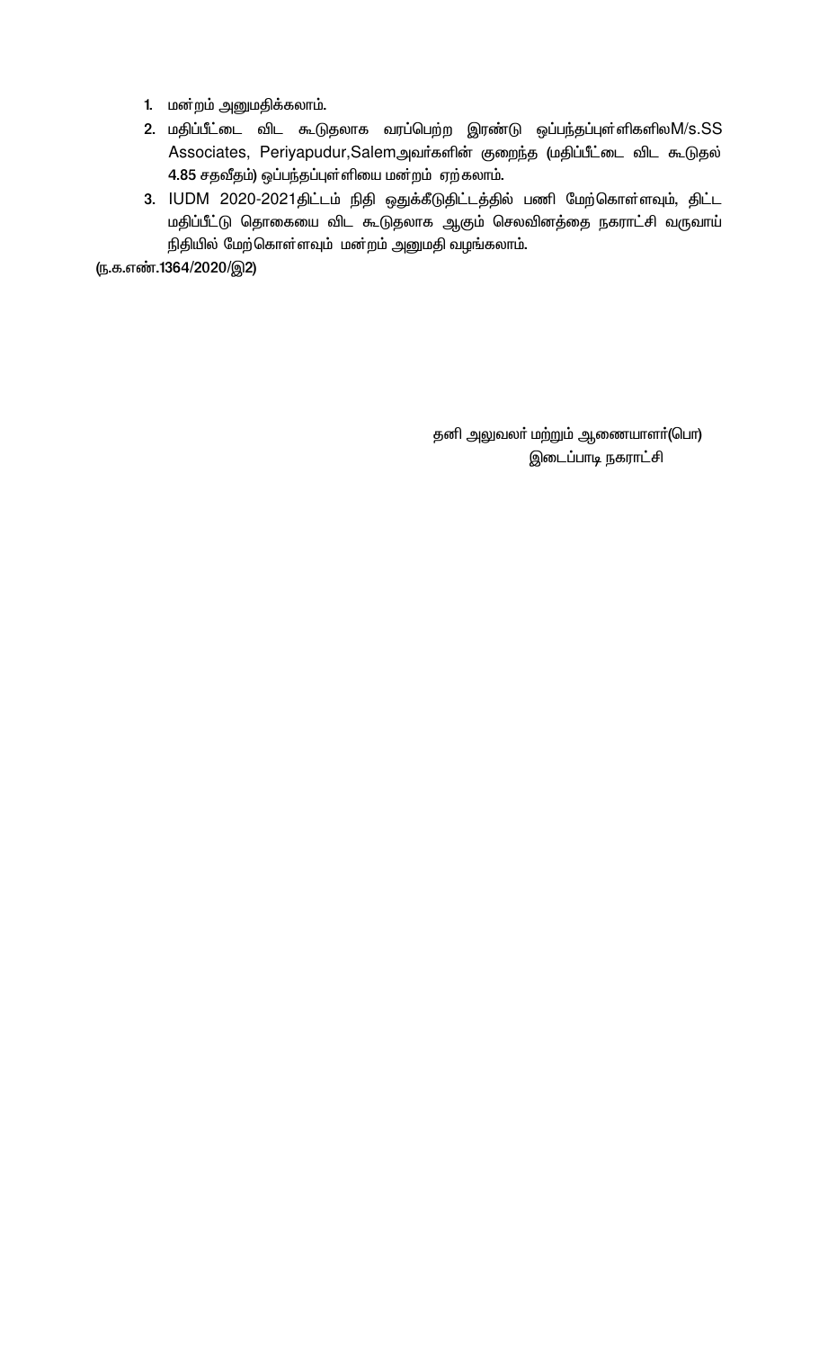1. மன்றம் அனுமதிக்கலாம்.
2. மதிப்பீட்டை விட கூடுதலாக வரப்பெற்ற இரண்டு ஒப்பந்தப்புள்ளிகளிலM/s.SS Associates, Periyapudur,Salemஅவர்களின் குறைந்த (மதிப்பீட்டை விட கூடுதல் 4.85 சதவீதம்) ஒப்பந்தப்புள்ளியை மன்றம் ஏற்கலாம்.
3. IUDM 2020-2021திட்டம் நிதி ஒதுக்கீடுதிட்டத்தில் பணி மேற்கொள்ளவும், திட்ட மதிப்பீட்டு தொகையை விட கூடுதலாக ஆகும் செலவினத்தை நகராட்சி வருவாய் நிதியில் மேற்கொள்ளவும் மன்றம் அனுமதி வழங்கலாம்.

(ந.க.எண்.1364/2020/இ2)

தனி அலுவலா் மற்றும் ஆணையாளா்(பொ)
இடைப்பாடி நகராட்சி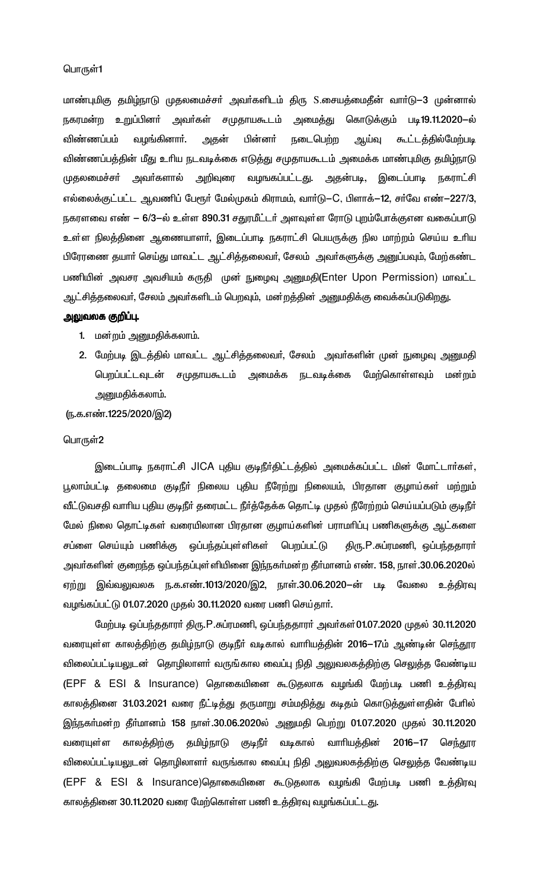பொருள்1

மாண்புமிகு தமிழ்நாடு முதலமைச்சர் அவர்களிடம் திரு S.சையத்மைதீன் வார்டு–3 முன்னாள் நகரமன்ற உறுப்பினர் அவர்கள் சமுதாயகூடம் அமைத்து கொடுக்கும் படி19.11.2020–ல் விண்ணப்பம் வழங்கினார். அதன் பின்னர் நடைபெற்ற ஆய்வு கூட்டத்தில்மேற்படி விண்ணப்பத்தின் மீது உரிய நடவடிக்கை எடுத்து சமுதாயகூடம் அமைக்க மாண்புமிகு தமிழ்நாடு முதலமைச்சர் அவர்களால் அறிவுரை வழங்கப்பட்டது. அதன்படி, இடைப்பாடி நகராட்சி எல்லைக்குட்பட்ட ஆவணிப் பேரூர் மேல்முகம் கிராமம், வார்டு–C, பிளாக்–12, சர்வே எண்–227/3, நகரளவை எண் – 6/3–ல் உள்ள 890.31 சதுரமீட்டர் அளவுள்ள ரோடு புறம்போக்குஎன வகைப்பாடு உள்ள நிலத்தினை ஆணையாளர், இடைப்பாடி நகராட்சி பெயருக்கு நில மாற்றம் செய்ய உரிய பிரேரணை தயார் செய்து மாவட்ட ஆட்சித்தலைவர், சேலம் அவர்களுக்கு அனுப்பவும், மேற்கண்ட பணியின் அவசர அவசியம் கருதி முன் நுழைவு அனுமதி(Enter Upon Permission) மாவட்ட ஆட்சித்தலைவர், சேலம் அவர்களிடம் பெறவும், மன்றத்தின் அனுமதிக்கு வைக்கப்படுகிறது.

**அலுவலக குறிப்பு.**

1. மன்றம் அனுமதிக்கலாம்.
2. மேற்படி இடத்தில் மாவட்ட ஆட்சித்தலைவர், சேலம் அவர்களின் முன் நுழைவு அனுமதி பெறப்பட்டவுடன் சமுதாயகூடம் அமைக்க நடவடிக்கை மேற்கொள்ளவும் மன்றம் அனுமதிக்கலாம்.

(ந.க.எண்.1225/2020/இ2)

பொருள்2

இடைப்பாடி நகராட்சி JICA புதிய குடிநீர்திட்டத்தில் அமைக்கப்பட்ட மின் மோட்டார்கள், பூலாம்பட்டி தலைமை குடிநீர் நிலைய புதிய நீரேற்று நிலையம், பிரதான குழாய்கள் மற்றும் வீட்டுவசதி வாரிய புதிய குடிநீர் தரைமட்ட நீர்த்தேக்க தொட்டி முதல் நீரேற்றம் செய்யப்படும் குடிநீர் மேல் நிலை தொட்டிகள் வரையிலான பிரதான குழாய்களின் பராமரிப்பு பணிகளுக்கு ஆட்களை சப்ளை செய்யும் பணிக்கு ஒப்பந்தப்புள்ளிகள் பெறப்பட்டு திரு.P.சுப்ரமணி, ஒப்பந்ததாரர் அவர்களின் குறைந்த ஒப்பந்தப்புள்ளியினை இந்நகர்மன்ற தீர்மானம் எண். 158, நாள்.30.06.2020ல் ஏற்று இவ்வலுவலக ந.க.எண்.1013/2020/இ2, நாள்.30.06.2020–ன் படி வேலை உத்திரவு வழங்கப்பட்டு 01.07.2020 முதல் 30.11.2020 வரை பணி செய்தார்.

மேற்படி ஒப்பந்ததாரர் திரு.P.சுப்ரமணி, ஒப்பந்ததாரர் அவர்கள்01.07.2020 முதல் 30.11.2020 வரையுள்ள காலத்திற்கு தமிழ்நாடு குடிநீர் வடிகால் வாரியத்தின் 2016–17ம் ஆண்டின் செந்தூர விலைப்பட்டியலுடன் தொழிலாளர் வருங்கால வைப்பு நிதி அலுவலகத்திற்கு செலுத்த வேண்டிய (EPF & ESI & Insurance) தொகையினை கூடுதலாக வழங்கி மேற்படி பணி உத்திரவு காலத்தினை 31.03.2021 வரை நீட்டித்து தருமாறு சம்மதித்து கடிதம் கொடுத்துள்ளதின் பேரில் இந்நகர்மன்ற தீர்மானம் 158 நாள்.30.06.2020ல் அனுமதி பெற்று 01.07.2020 முதல் 30.11.2020 வரையுள்ள காலத்திற்கு தமிழ்நாடு குடிநீர் வடிகால் வாரியத்தின் 2016–17 செந்தூர விலைப்பட்டியலுடன் தொழிலாளர் வருங்கால வைப்பு நிதி அலுவலகத்திற்கு செலுத்த வேண்டிய (EPF & ESI & Insurance)தொகையினை கூடுதலாக வழங்கி மேற்படி பணி உத்திரவு காலத்தினை 30.11.2020 வரை மேற்கொள்ள பணி உத்திரவு வழங்கப்பட்டது.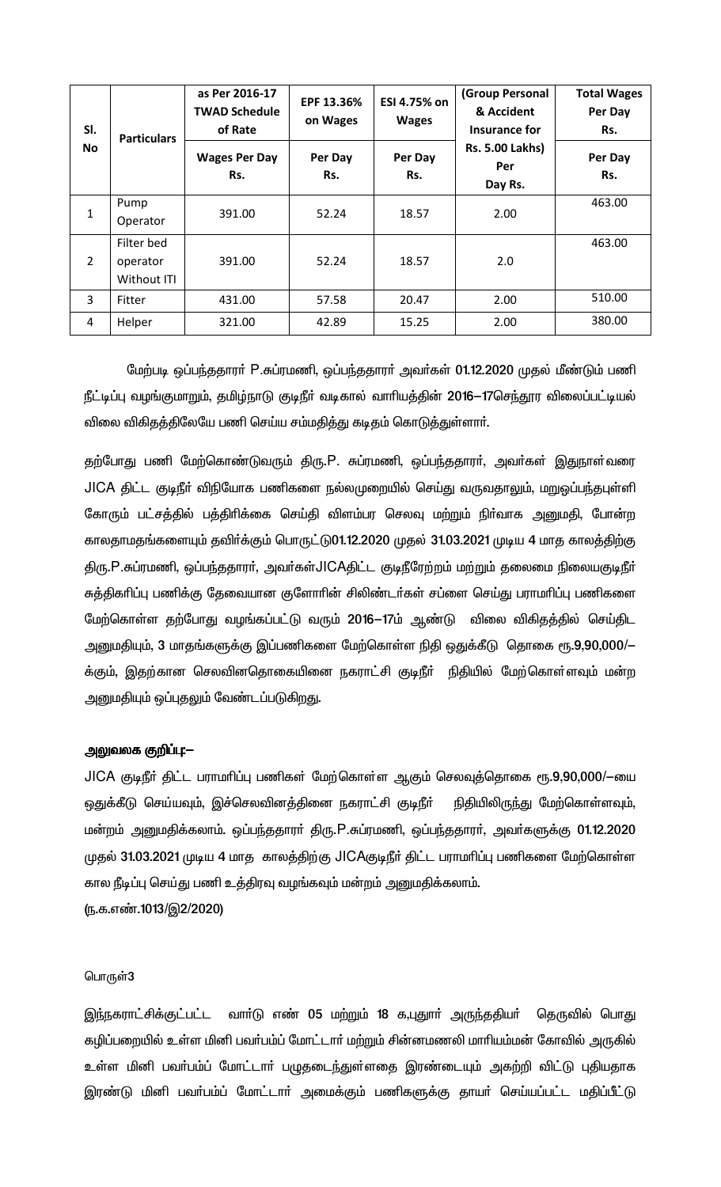| Sl. No | Particulars | as Per 2016-17 TWAD Schedule of Rate | EPF 13.36% on Wages | ESI 4.75% on Wages | (Group Personal & Accident Insurance for Rs. 5.00 Lakhs) Per Day Rs. | Total Wages Per Day Rs. |
|---|---|---|---|---|---|---|
| | | Wages Per Day Rs. | Per Day Rs. | Per Day Rs. | | Per Day Rs. |
| 1 | Pump Operator | 391.00 | 52.24 | 18.57 | 2.00 | 463.00 |
| 2 | Filter bed operator Without ITI | 391.00 | 52.24 | 18.57 | 2.0 | 463.00 |
| 3 | Fitter | 431.00 | 57.58 | 20.47 | 2.00 | 510.00 |
| 4 | Helper | 321.00 | 42.89 | 15.25 | 2.00 | 380.00 |

மேற்படி ஒப்பந்ததாரர் P.சுப்ரமணி, ஒப்பந்ததாரர் அவர்கள் 01.12.2020 முதல் மீண்டும் பணி நீட்டிப்பு வழங்குமாறும், தமிழ்நாடு குடிநீர் வடிகால் வாரியத்தின் 2016–17செந்தூர விலைப்பட்டியல் விலை விகிதத்திலேயே பணி செய்ய சம்மதித்து கடிதம் கொடுத்துள்ளார்.

தற்போது பணி மேற்கொண்டுவரும் திரு.P. சுப்ரமணி, ஒப்பந்ததாரர், அவர்கள் இதுநாள்வரை JICA திட்ட குடிநீர் விநியோக பணிகளை நல்லமுறையில் செய்து வருவதாலும், மறுஒப்பந்தபுள்ளி கோரும் பட்சத்தில் பத்திரிக்கை செய்தி விளம்பர செலவு மற்றும் நிர்வாக அனுமதி, போன்ற காலதாமதங்களையும் தவிர்க்கும் பொருட்டு01.12.2020 முதல் 31.03.2021 முடிய 4 மாத காலத்திற்கு திரு.P.சுப்ரமணி, ஒப்பந்ததாரர், அவர்கள்JICAதிட்ட குடிநீரேற்றம் மற்றும் தலைமை நிலையகுடிநீர் சுத்திகரிப்பு பணிக்கு தேவையான குளோரின் சிலிண்டர்கள் சப்ளை செய்து பராமரிப்பு பணிகளை மேற்கொள்ள தற்போது வழங்கப்பட்டு வரும் 2016–17ம் ஆண்டு விலை விகிதத்தில் செய்திட அனுமதியும், 3 மாதங்களுக்கு இப்பணிகளை மேற்கொள்ள நிதி ஒதுக்கீடு தொகை ரூ.9,90,000/– க்கும், இதற்கான செலவினதொகையினை நகராட்சி குடிநீர் நிதியில் மேற்கொள்ளவும் மன்ற அனுமதியும் ஒப்புதலும் வேண்டப்படுகிறது.

**அலுவலக குறிப்பு:–**

JICA குடிநீர் திட்ட பராமரிப்பு பணிகள் மேற்கொள்ள ஆகும் செலவுத்தொகை ரூ.9,90,000/–யை ஒதுக்கீடு செய்யவும், இச்செலவினத்தினை நகராட்சி குடிநீர் நிதியிலிருந்து மேற்கொள்ளவும், மன்றம் அனுமதிக்கலாம். ஒப்பந்ததாரர் திரு.P.சுப்ரமணி, ஒப்பந்ததாரர், அவர்களுக்கு 01.12.2020 முதல் 31.03.2021 முடிய 4 மாத காலத்திற்கு JICAகுடிநீர் திட்ட பராமரிப்பு பணிகளை மேற்கொள்ள கால நீடிப்பு செய்து பணி உத்திரவு வழங்கவும் மன்றம் அனுமதிக்கலாம்.

(ந.க.எண்.1013/இ2/2020)

பொருள்3

இந்நகராட்சிக்குட்பட்ட வார்டு எண் 05 மற்றும் 18 க,புதூர் அருந்ததியர் தெருவில் பொது கழிப்பறையில் உள்ள மினி பவர்பம்ப் மோட்டார் மற்றும் சின்னமணலி மாரியம்மன் கோவில் அருகில் உள்ள மினி பவர்பம்ப் மோட்டார் பழுதடைந்துள்ளதை இரண்டையும் அகற்றி விட்டு புதியதாக இரண்டு மினி பவர்பம்ப் மோட்டார் அமைக்கும் பணிகளுக்கு தாயர் செய்யப்பட்ட மதிப்பீட்டு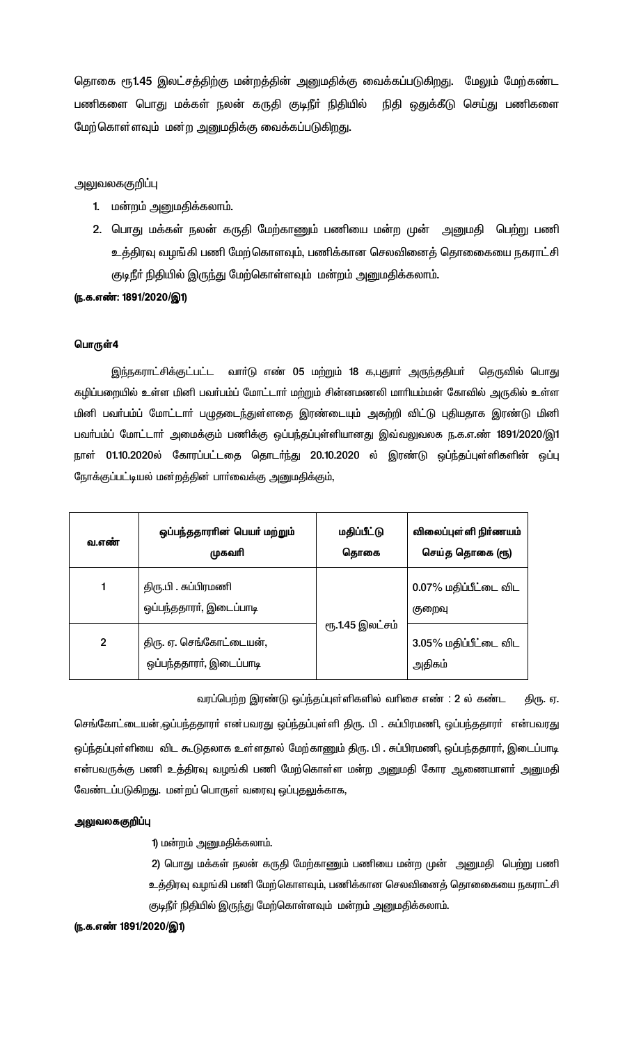தொகை ரூ1.45 இலட்சத்திற்கு மன்றத்தின் அனுமதிக்கு வைக்கப்படுகிறது. மேலும் மேற்கண்ட பணிகளை பொது மக்கள் நலன் கருதி குடிநீர் நிதியில் நிதி ஒதுக்கீடு செய்து பணிகளை மேற்கொள்ளவும் மன்ற அனுமதிக்கு வைக்கப்படுகிறது.

அலுவலககுறிப்பு

1. மன்றம் அனுமதிக்கலாம்.
2. பொது மக்கள் நலன் கருதி மேற்காணும் பணியை மன்ற முன் அனுமதி பெற்று பணி உத்திரவு வழங்கி பணி மேற்கொளவும், பணிக்கான செலவினைத் தொகையை நகராட்சி குடிநீர் நிதியில் இருந்து மேற்கொள்ளவும் மன்றம் அனுமதிக்கலாம்.

**(ந.க.எண்: 1891/2020/இ1)**

**பொருள்4**

இந்நகராட்சிக்குட்பட்ட வார்டு எண் 05 மற்றும் 18 க,புதூர் அருந்ததியர் தெருவில் பொது கழிப்பறையில் உள்ள மினி பவர்பம்ப் மோட்டார் மற்றும் சின்னமணலி மாரியம்மன் கோவில் அருகில் உள்ள மினி பவர்பம்ப் மோட்டார் பழுதடைந்துள்ளதை இரண்டையும் அகற்றி விட்டு புதியதாக இரண்டு மினி பவர்பம்ப் மோட்டார் அமைக்கும் பணிக்கு ஒப்பந்தப்புள்ளியானது இவ்வலுவலக ந.க.எ.ண் 1891/2020/இ1 நாள் 01.10.2020ல் கோரப்பட்டதை தொடர்ந்து 20.10.2020 ல் இரண்டு ஒப்பந்தப்புள்ளிகளின் ஒப்பு நோக்குப்பட்டியல் மன்றத்தின் பார்வைக்கு அனுமதிக்கும்,

| வ.எண் | ஒப்பந்ததாரரின் பெயர் மற்றும் முகவரி | மதிப்பீட்டு தொகை | விலைப்புள்ளி நிர்ணயம் செய்த தொகை (ரூ) |
|---|---|---|---|
| 1 | திரு.பி . சுப்பிரமணி ஒப்பந்ததாரர், இடைப்பாடி | ரூ.1.45 இலட்சம் | 0.07% மதிப்பீட்டை விட குறைவு |
| 2 | திரு. ஏ. செங்கோட்டையன், ஒப்பந்ததாரர், இடைப்பாடி | | 3.05% மதிப்பீட்டை விட அதிகம் |

வரப்பெற்ற இரண்டு ஒப்பந்தப்புள்ளிகளில் வரிசை எண் : 2 ல் கண்ட திரு. ஏ. செங்கோட்டையன்,ஒப்பந்ததாரர் என்பவரது ஒப்பந்தப்புள்ளி திரு. பி . சுப்பிரமணி, ஒப்பந்ததாரர் என்பவரது ஒப்ந்தப்புள்ளியை விட கூடுதலாக உள்ளதால் மேற்காணும் திரு. பி . சுப்பிரமணி, ஒப்பந்ததாரர், இடைப்பாடி என்பவருக்கு பணி உத்திரவு வழங்கி பணி மேற்கொள்ள மன்ற அனுமதி கோர ஆணையாளர் அனுமதி வேண்டப்படுகிறது. மன்றப் பொருள் வரைவு ஒப்புதலுக்காக,

**அலுவலககுறிப்பு**

1) மன்றம் அனுமதிக்கலாம்.

2) பொது மக்கள் நலன் கருதி மேற்காணும் பணியை மன்ற முன் அனுமதி பெற்று பணி உத்திரவு வழங்கி பணி மேற்கொளவும், பணிக்கான செலவினைத் தொகையை நகராட்சி குடிநீர் நிதியில் இருந்து மேற்கொள்ளவும் மன்றம் அனுமதிக்கலாம்.

**(ந.க.எண் 1891/2020/இ1)**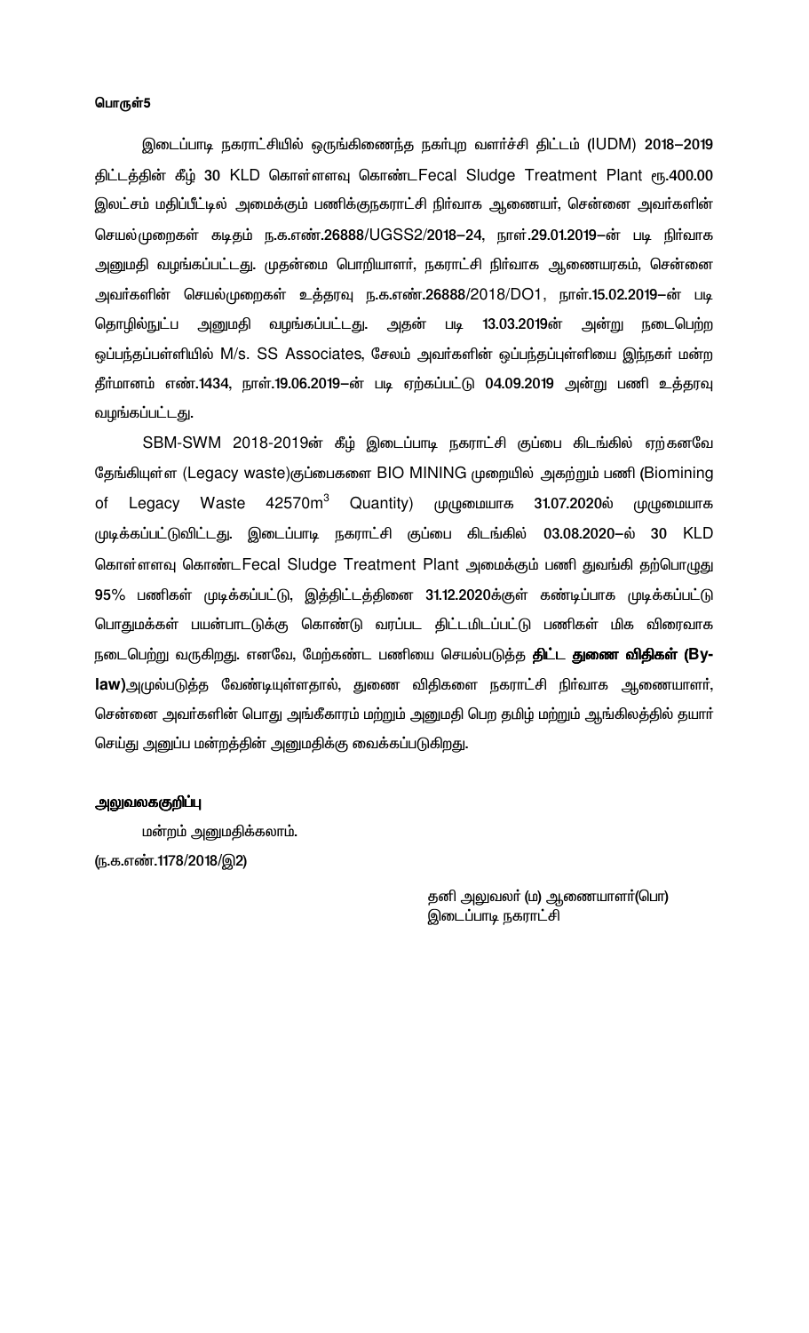**பொருள்5**

இடைப்பாடி நகராட்சியில் ஒருங்கிணைந்த நகர்புற வளர்ச்சி திட்டம் (IUDM) **2018–2019** திட்டத்தின் கீழ் **30** KLD கொள்ளளவு கொண்டFecal Sludge Treatment Plant ரூ.**400.00** இலட்சம் மதிப்பீட்டில் அமைக்கும் பணிக்குநகராட்சி நிர்வாக ஆணையர், சென்னை அவர்களின் செயல்முறைகள் கடிதம் ந.க.எண்.**26888**/UGSS2/**2018–24**, நாள்.**29.01.2019–**ன் படி நிர்வாக அனுமதி வழங்கப்பட்டது. முதன்மை பொறியாளர், நகராட்சி நிர்வாக ஆணையரகம், சென்னை அவர்களின் செயல்முறைகள் உத்தரவு ந.க.எண்.**26888**/2018/DO1, நாள்.**15.02.2019–**ன் படி தொழில்நுட்ப அனுமதி வழங்கப்பட்டது. அதன் படி **13.03.2019**ன் அன்று நடைபெற்ற ஒப்பந்தப்புள்ளியில் M/s. SS Associates, சேலம் அவர்களின் ஒப்பந்தப்புள்ளியை இந்நகர் மன்ற தீர்மானம் எண்.**1434**, நாள்.**19.06.2019–**ன் படி ஏற்கப்பட்டு **04.09.2019** அன்று பணி உத்தரவு வழங்கப்பட்டது.

SBM-SWM 2018-2019ன் கீழ் இடைப்பாடி நகராட்சி குப்பை கிடங்கில் ஏற்கனவே தேங்கியுள்ள (Legacy waste)குப்பைகளை BIO MINING முறையில் அகற்றும் பணி (Biomining of Legacy Waste 42570m$^3$ Quantity) முழுமையாக **31.07.2020**ல் முழுமையாக முடிக்கப்பட்டுவிட்டது. இடைப்பாடி நகராட்சி குப்பை கிடங்கில் **03.08.2020–**ல் **30** KLD கொள்ளளவு கொண்டFecal Sludge Treatment Plant அமைக்கும் பணி துவங்கி தற்பொழுது **95%** பணிகள் முடிக்கப்பட்டு, இத்திட்டத்தினை **31.12.2020**க்குள் கண்டிப்பாக முடிக்கப்பட்டு பொதுமக்கள் பயன்பாடுக்கு கொண்டு வரப்பட திட்டமிடப்பட்டு பணிகள் மிக விரைவாக நடைபெற்று வருகிறது. எனவே, மேற்கண்ட பணியை செயல்படுத்த **திட்ட துணை விதிகள் (By-law)**அமுல்படுத்த வேண்டியுள்ளதால், துணை விதிகளை நகராட்சி நிர்வாக ஆணையாளர், சென்னை அவர்களின் பொது அங்கீகாரம் மற்றும் அனுமதி பெற தமிழ் மற்றும் ஆங்கிலத்தில் தயார் செய்து அனுப்ப மன்றத்தின் அனுமதிக்கு வைக்கப்படுகிறது.

**அலுவலககுறிப்பு**

மன்றம் அனுமதிக்கலாம்.
(ந.க.எண்.1178/2018/இ2)

தனி அலுவலர் (ம) ஆணையாளர்(பொ)
இடைப்பாடி நகராட்சி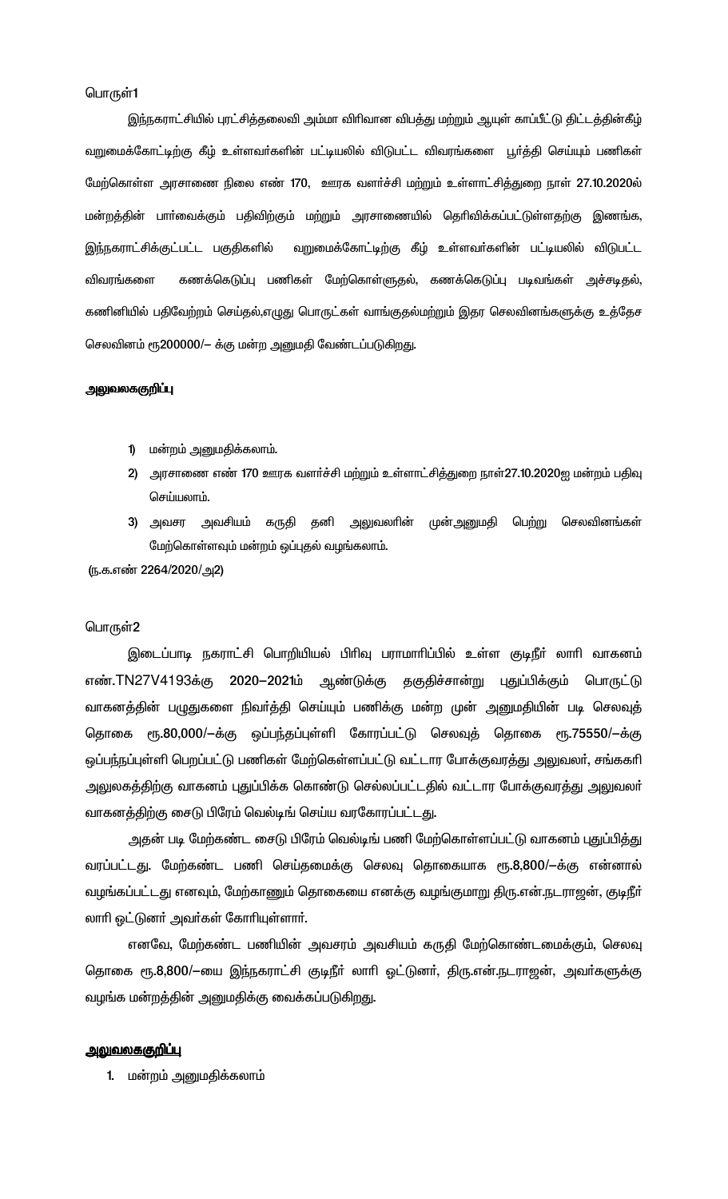பொருள்1

இந்நகராட்சியில் புரட்சித்தலைவி அம்மா விரிவான விபத்து மற்றும் ஆயுள் காப்பீட்டு திட்டத்தின்கீழ் வறுமைக்கோட்டிற்கு கீழ் உள்ளவர்களின் பட்டியலில் விடுபட்ட விவரங்களை பூர்த்தி செய்யும் பணிகள் மேற்கொள்ள அரசாணை நிலை எண் 170, ஊரக வளர்ச்சி மற்றும் உள்ளாட்சித்துறை நாள் 27.10.2020ல் மன்றத்தின் பார்வைக்கும் பதிவிற்கும் மற்றும் அரசாணையில் தெரிவிக்கப்பட்டுள்ளதற்கு இணங்க, இந்நகராட்சிக்குட்பட்ட பகுதிகளில் வறுமைக்கோட்டிற்கு கீழ் உள்ளவர்களின் பட்டியலில் விடுபட்ட விவரங்களை கணக்கெடுப்பு பணிகள் மேற்கொள்ளுதல், கணக்கெடுப்பு படிவங்கள் அச்சடிதல், கணினியில் பதிவேற்றம் செய்தல்,எழுது பொருட்கள் வாங்குதல்மற்றும் இதர செலவினங்களுக்கு உத்தேச செலவினம் ரூ200000/– க்கு மன்ற அனுமதி வேண்டப்படுகிறது.

**அலுவலககுறிப்பு**

1) மன்றம் அனுமதிக்கலாம்.
2) அரசாணை எண் 170 ஊரக வளர்ச்சி மற்றும் உள்ளாட்சித்துறை நாள்27.10.2020ஐ மன்றம் பதிவு செய்யலாம்.
3) அவசர அவசியம் கருதி தனி அலுவலரின் முன்அனுமதி பெற்று செலவினங்கள் மேற்கொள்ளவும் மன்றம் ஒப்புதல் வழங்கலாம்.

(ந.க.எண் 2264/2020/அ2)

பொருள்2

இடைப்பாடி நகராட்சி பொறியியல் பிரிவு பராமரிப்பில் உள்ள குடிநீர் லாரி வாகனம் எண்.TN27V4193க்கு 2020–2021ம் ஆண்டுக்கு தகுதிச்சான்று புதுப்பிக்கும் பொருட்டு வாகனத்தின் பழுதுகளை நிவர்த்தி செய்யும் பணிக்கு மன்ற முன் அனுமதியின் படி செலவுத் தொகை ரூ.80,000/–க்கு ஒப்பந்தப்புள்ளி கோரப்பட்டு செலவுத் தொகை ரூ.75550/–க்கு ஒப்பந்தப்புள்ளி பெறப்பட்டு பணிகள் மேற்கொள்ளப்பட்டு வட்டார போக்குவரத்து அலுவலர், சங்ககிரி அலுலகத்திற்கு வாகனம் புதுப்பிக்க கொண்டு செல்லப்பட்டதில் வட்டார போக்குவரத்து அலுவலர் வாகனத்திற்கு சைடு பிரேம் வெல்டிங் செய்ய வரகோரப்பட்டது.

அதன் படி மேற்கண்ட சைடு பிரேம் வெல்டிங் பணி மேற்கொள்ளப்பட்டு வாகனம் புதுப்பித்து வரப்பட்டது. மேற்கண்ட பணி செய்தமைக்கு செலவு தொகையாக ரூ.8,800/–க்கு என்னால் வழங்கப்பட்டது எனவும், மேற்காணும் தொகையை எனக்கு வழங்குமாறு திரு.என்.நடராஜன், குடிநீர் லாரி ஓட்டுனர் அவர்கள் கோரியுள்ளார்.

எனவே, மேற்கண்ட பணியின் அவசரம் அவசியம் கருதி மேற்கொண்டமைக்கும், செலவு தொகை ரூ.8,800/–யை இந்நகராட்சி குடிநீர் லாரி ஓட்டுனர், திரு.என்.நடராஜன், அவர்களுக்கு வழங்க மன்றத்தின் அனுமதிக்கு வைக்கப்படுகிறது.

**அலுவலககுறிப்பு**

1. மன்றம் அனுமதிக்கலாம்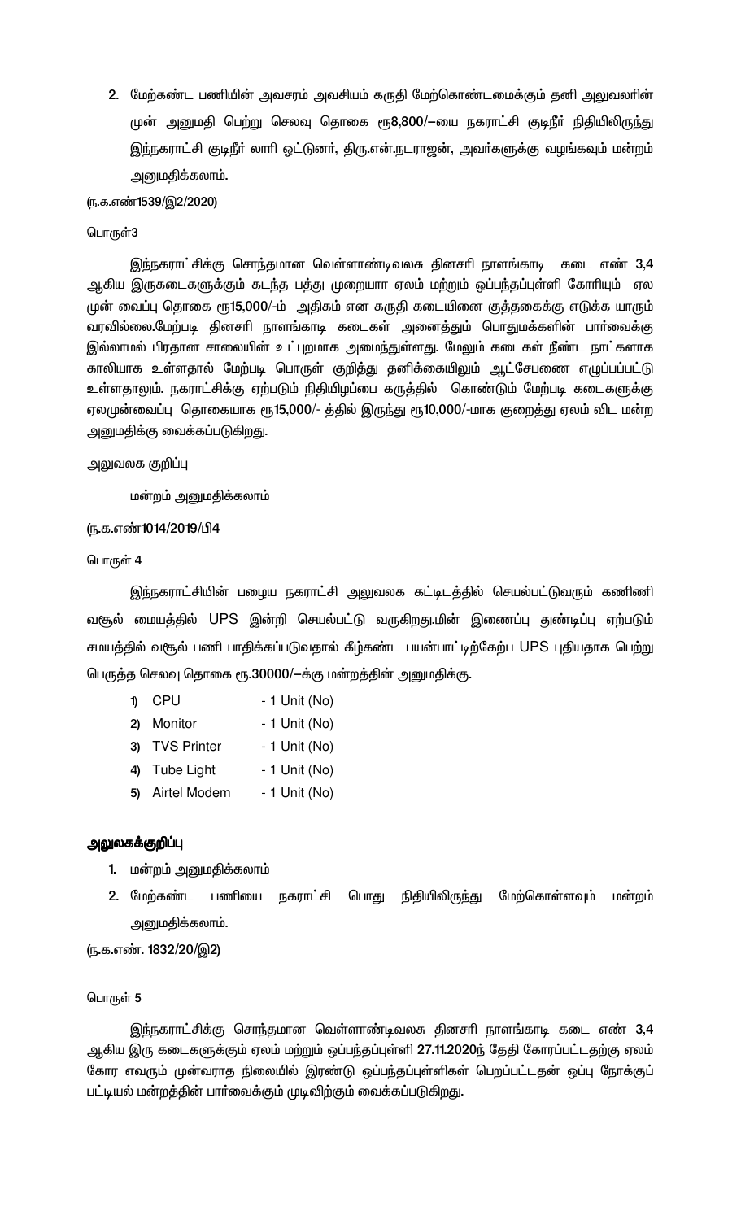2. மேற்கண்ட பணியின் அவசரம் அவசியம் கருதி மேற்கொண்டமைக்கும் தனி அலுவலரின் முன் அனுமதி பெற்று செலவு தொகை ரூ8,800/—யை நகராட்சி குடிநீர் நிதியிலிருந்து இந்நகராட்சி குடிநீர் லாரி ஒட்டுனர், திரு.என்.நடராஜன், அவர்களுக்கு வழங்கவும் மன்றம் அனுமதிக்கலாம்.

(ந.க.எண்1539/இ2/2020)

பொருள்3

இந்நகராட்சிக்கு சொந்தமான வெள்ளாண்டிவலசு தினசரி நாளங்காடி கடை எண் 3,4 ஆகிய இருகடைகளுக்கும் கடந்த பத்து முறையாா ஏலம் மற்றும் ஒப்பந்தப்புள்ளி கோரியும் ஏல முன் வைப்பு தொகை ரூ15,000/-ம் அதிகம் என கருதி கடையினை குத்தகைக்கு எடுக்க யாரும் வரவில்லை.மேற்படி தினசரி நாளங்காடி கடைகள் அனைத்தும் பொதுமக்களின் பார்வைக்கு இல்லாமல் பிரதான சாலையின் உட்புறமாக அமைந்துள்ளது. மேலும் கடைகள் நீண்ட நாட்களாக காலியாக உள்ளதால் மேற்படி பொருள் குறித்து தனிக்கையிலும் ஆட்சேபணை எழுப்பப்பட்டு உள்ளதாலும். நகராட்சிக்கு ஏற்படும் நிதியிழப்பை கருத்தில் கொண்டும் மேற்படி கடைகளுக்கு ஏலமுன்வைப்பு தொகையாக ரூ15,000/- த்தில் இருந்து ரூ10,000/-மாக குறைத்து ஏலம் விட மன்ற அனுமதிக்கு வைக்கப்படுகிறது.

அலுவலக குறிப்பு

மன்றம் அனுமதிக்கலாம்

(ந.க.எண்1014/2019/பி4

பொருள் 4

இந்நகராட்சியின் பழைய நகராட்சி அலுவலக கட்டிடத்தில் செயல்பட்டுவரும் கணிணி வசூல் மையத்தில் UPS இன்றி செயல்பட்டு வருகிறது.மின் இணைப்பு துண்டிப்பு ஏற்படும் சமயத்தில் வசூல் பணி பாதிக்கப்படுவதால் கீழ்கண்ட பயன்பாட்டிற்கேற்ப UPS புதியதாக பெற்று பெருத்த செலவு தொகை ரூ.30000/—க்கு மன்றத்தின் அனுமதிக்கு.

1) CPU - 1 Unit (No)
2) Monitor - 1 Unit (No)
3) TVS Printer - 1 Unit (No)
4) Tube Light - 1 Unit (No)
5) Airtel Modem - 1 Unit (No)

**அலுலகக்குறிப்பு**

1. மன்றம் அனுமதிக்கலாம்
2. மேற்கண்ட பணியை நகராட்சி பொது நிதியிலிருந்து மேற்கொள்ளவும் மன்றம் அனுமதிக்கலாம்.

(ந.க.எண். 1832/20/இ2)

பொருள் 5

இந்நகராட்சிக்கு சொந்தமான வெள்ளாண்டிவலசு தினசரி நாளங்காடி கடை எண் 3,4 ஆகிய இரு கடைகளுக்கும் ஏலம் மற்றும் ஒப்பந்தப்புள்ளி 27.11.2020ந் தேதி கோரப்பட்டதற்கு ஏலம் கோர எவரும் முன்வராத நிலையில் இரண்டு ஒப்பந்தப்புள்ளிகள் பெறப்பட்டதன் ஒப்பு நோக்குப் பட்டியல் மன்றத்தின் பார்வைக்கும் முடிவிற்கும் வைக்கப்படுகிறது.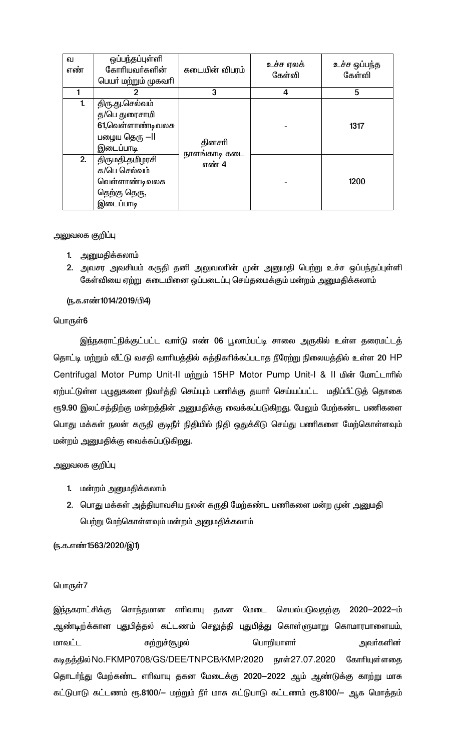| வ எண் | ஒப்பந்தப்புள்ளி கோரியவர்களின் பெயர் மற்றும் முகவரி | கடையின் விபரம் | உச்ச ஏலக் கேள்வி | உச்ச ஒப்பந்த கேள்வி |
|---|---|---|---|---|
| 1 | 2 | 3 | 4 | 5 |
| 1. | திரு.து.செல்வம் த/பெ துரைசாமி 61,வெள்ளாண்டிவலசு பழைய தெரு –II இடைப்பாடி | தினசரி நாளங்காடி கடை எண் 4 | - | 1317 |
| 2. | திருமதி.தமிழரசி க/பெ செல்வம் வெள்ளாண்டிவலசு தெற்கு தெரு, இடைப்பாடி | | - | 1200 |

அலுவலக குறிப்பு

1. அனுமதிக்கலாம்
2. அவசர அவசியம் கருதி தனி அலுவலரின் முன் அனுமதி பெற்று உச்ச ஒப்பந்தப்புள்ளி கேள்வியை ஏற்று கடையினை ஒப்படைப்பு செய்தமைக்கும் மன்றம் அனுமதிக்கலாம்

(ந.க.எண்1014/2019/பி4)

பொருள்6

இந்நகராட்சிக்குட்பட்ட வார்டு எண் **06** பூலாம்பட்டி சாலை அருகில் உள்ள தரைமட்டத் தொட்டி மற்றும் வீட்டு வசதி வாரியத்தில் சுத்திகரிக்கப்படாத நீரேற்று நிலையத்தில் உள்ள 20 HP Centrifugal Motor Pump Unit-II மற்றும் 15HP Motor Pump Unit-I & II மின் மோட்டாரில் ஏற்பட்டுள்ள பழுதுகளை நிவர்த்தி செய்யும் பணிக்கு தயார் செய்யப்பட்ட மதிப்பீட்டுத் தொகை ரூ**9.90** இலட்சத்திற்கு மன்றத்தின் அனுமதிக்கு வைக்கப்படுகிறது. மேலும் மேற்கண்ட பணிகளை பொது மக்கள் நலன் கருதி குடிநீர் நிதியில் நிதி ஒதுக்கீடு செய்து பணிகளை மேற்கொள்ளவும் மன்றம் அனுமதிக்கு வைக்கப்படுகிறது.

அலுவலக குறிப்பு

1. மன்றம் அனுமதிக்கலாம்
2. பொது மக்கள் அத்தியாவசிய நலன் கருதி மேற்கண்ட பணிகளை மன்ற முன் அனுமதி பெற்று மேற்கொள்ளவும் மன்றம் அனுமதிக்கலாம்

(ந.க.எண்1563/2020/இ1)

பொருள்7

இந்நகராட்சிக்கு சொந்தமான எரிவாயு தகன மேடை செயல்படுவதற்கு **2020–2022**–ம் ஆண்டிற்க்கான புதுபித்தல் கட்டணம் செலுத்தி புதுபித்து கொள்ளுமாறு கொமாரபாளையம், மாவட்ட சுற்றுச்சூழல் பொறியாளர் அவர்களின் கடிதத்தில் No.FKMP0708/GS/DEE/TNPCB/KMP/2020 நாள்27.07.2020 கோரியுள்ளதை தொடர்ந்து மேற்கண்ட எரிவாயு தகன மேடைக்கு **2020–2022** ஆம் ஆண்டுக்கு காற்று மாசு கட்டுபாடு கட்டணம் ரூ.**8100/–** மற்றும் நீர் மாசு கட்டுபாடு கட்டணம் ரூ.**8100/–** ஆக மொத்தம்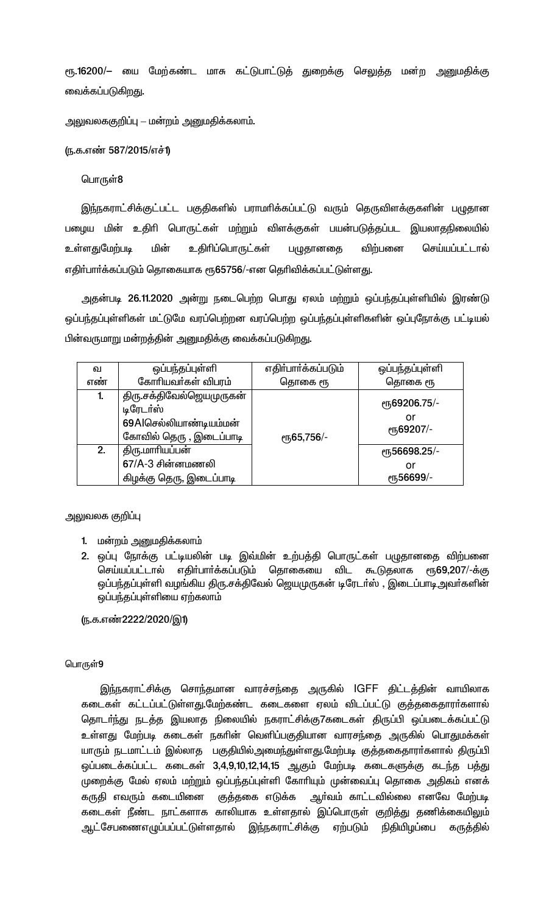ரூ.16200/— யை மேற்கண்ட மாசு கட்டுபாட்டுத் துறைக்கு செலுத்த மன்ற அனுமதிக்கு வைக்கப்படுகிறது.

அலுவலககுறிப்பு – மன்றம் அனுமதிக்கலாம்.

(ந.க.எண் 587/2015/எச்1)

பொருள்8

இந்நகராட்சிக்குட்பட்ட பகுதிகளில் பராமரிக்கப்பட்டு வரும் தெருவிளக்குகளின் பழுதான பழைய மின் உதிரி பொருட்கள் மற்றும் விளக்குகள் பயன்படுத்தப்பட இயலாதநிலையில் உள்ளதுமேற்படி மின் உதிரிப்பொருட்கள் பழுதானதை விற்பனை செய்யப்பட்டால் எதிர்பார்க்கப்படும் தொகையாக ரூ65756/-என தெரிவிக்கப்பட்டுள்ளது.

அதன்படி 26.11.2020 அன்று நடைபெற்ற பொது ஏலம் மற்றும் ஒப்பந்தப்புள்ளியில் இரண்டு ஒப்பந்தப்புள்ளிகள் மட்டுமே வரப்பெற்றன வரப்பெற்ற ஒப்பந்தப்புள்ளிகளின் ஒப்புநோக்கு பட்டியல் பின்வருமாறு மன்றத்தின் அனுமதிக்கு வைக்கப்படுகிறது.

| வ எண் | ஒப்பந்தப்புள்ளி கோரியவர்கள் விபரம் | எதிர்பார்க்கப்படும் தொகை ரூ | ஒப்பந்தப்புள்ளி தொகை ரூ |
|---|---|---|---|
| 1. | திரு.சக்திவேல்ஜெயமுருகன் டிரேடர்ஸ் 69Aசெல்லியாண்டியம்மன் கோவில் தெரு , இடைப்பாடி | ரூ65,756/- | ரூ69206.75/- or ரூ69207/- |
| 2. | திரு.மாரியப்பன் 67/A-3 சின்னமணலி கிழக்கு தெரு, இடைப்பாடி | | ரூ56698.25/- or ரூ56699/- |

அலுவலக குறிப்பு

1. மன்றம் அனுமதிக்கலாம்
2. ஒப்பு நோக்கு பட்டியலின் படி இவ்மின் உற்பத்தி பொருட்கள் பழுதானதை விற்பனை செய்யப்பட்டால் எதிர்பார்க்கப்படும் தொகையை விட கூடுதலாக ரூ69,207/-க்கு ஒப்பந்தப்புள்ளி வழங்கிய திரு.சக்திவேல் ஜெயமுருகன் டிரேடர்ஸ் , இடைப்பாடிஅவர்களின் ஒப்பந்தப்புள்ளியை ஏற்கலாம்

(ந.க.எண்2222/2020/இ1)

பொருள்9

இந்நகராட்சிக்கு சொந்தமான வாரச்சந்தை அருகில் IGFF திட்டத்தின் வாயிலாக கடைகள் கட்டப்பட்டுள்ளது.மேற்கண்ட கடைகளை ஏலம் விடப்பட்டு குத்தகைதாரர்களால் தொடர்ந்து நடத்த இயலாத நிலையில் நகராட்சிக்கு7கடைகள் திருப்பி ஒப்படைக்கப்பட்டு உள்ளது மேற்படி கடைகள் நகரின் வெளிப்பகுதியான வாரசந்தை அருகில் பொதுமக்கள் யாரும் நடமாட்டம் இல்லாத பகுதியில்அமைந்துள்ளது.மேற்படி குத்தகைதாரர்களால் திருப்பி ஒப்படைக்கப்பட்ட கடைகள் 3,4,9,10,12,14,15 ஆகும் மேற்படி கடைகளுக்கு கடந்த பத்து முறைக்கு மேல் ஏலம் மற்றும் ஒப்பந்தப்புள்ளி கோரியும் முன்வைப்பு தொகை அதிகம் எனக் கருதி எவரும் கடையினை குத்தகை எடுக்க ஆர்வம் காட்டவில்லை எனவே மேற்படி கடைகள் நீண்ட நாட்களாக காலியாக உள்ளதால் இப்பொருள் குறித்து தணிக்கையிலும் ஆட்சேபணைஎழுப்பப்பட்டுள்ளதால் இந்நகராட்சிக்கு ஏற்படும் நிதியிழப்பை கருத்தில்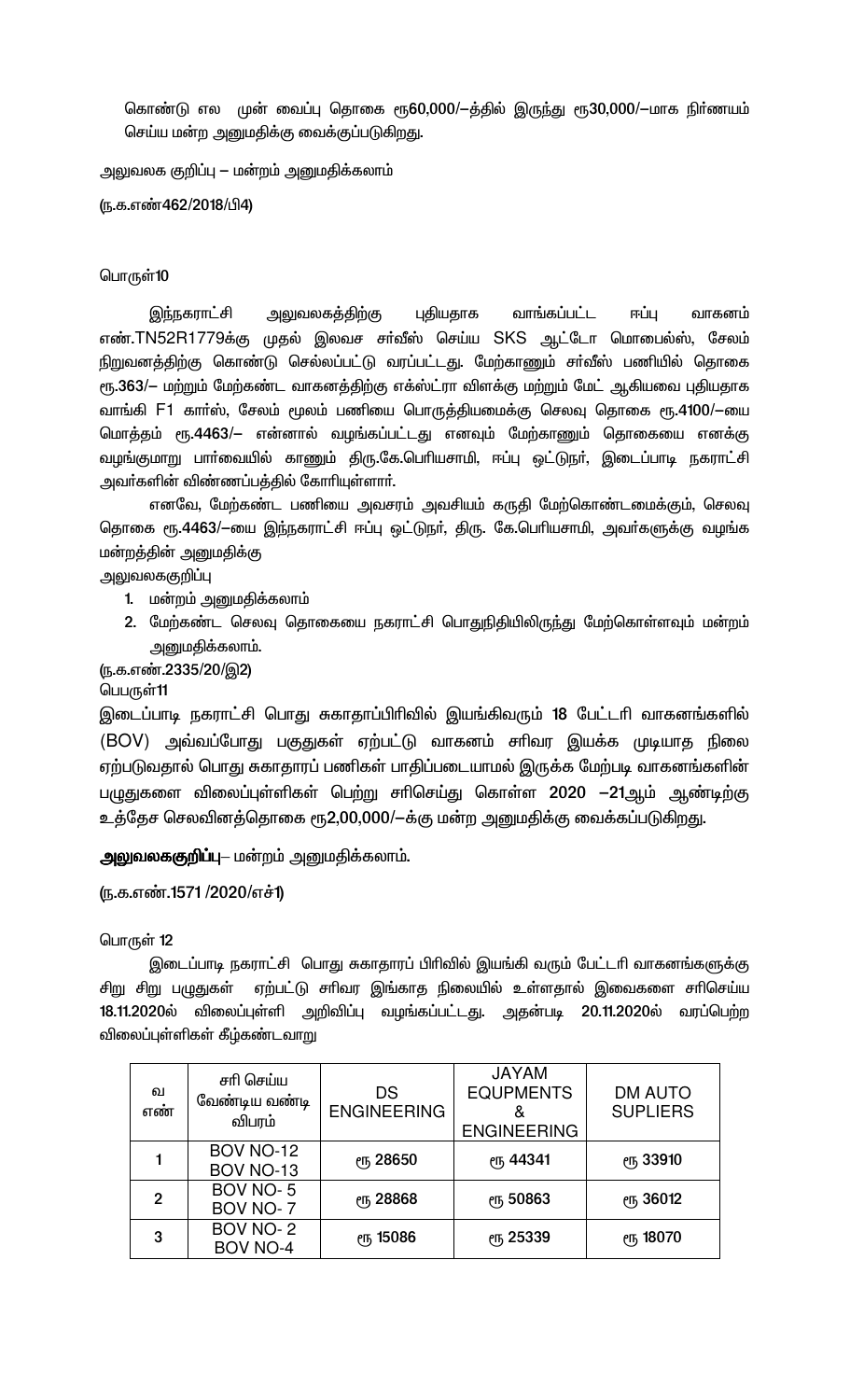கொண்டு எல முன் வைப்பு தொகை ரூ60,000/—த்தில் இருந்து ரூ30,000/—மாக நிர்ணயம் செய்ய மன்ற அனுமதிக்கு வைக்குப்படுகிறது.

அலுவலக குறிப்பு – மன்றம் அனுமதிக்கலாம்

(ந.க.எண்462/2018/பி4)

பொருள்10

இந்நகராட்சி அலுவலகத்திற்கு புதியதாக வாங்கப்பட்ட ஈப்பு வாகனம் எண்.TN52R1779க்கு முதல் இலவச சர்வீஸ் செய்ய SKS ஆட்டோ மொபைல்ஸ், சேலம் நிறுவனத்திற்கு கொண்டு செல்லப்பட்டு வரப்பட்டது. மேற்காணும் சர்வீஸ் பணியில் தொகை ரூ.363/– மற்றும் மேற்கண்ட வாகனத்திற்கு எக்ஸ்ட்ரா விளக்கு மற்றும் மேட் ஆகியவை புதியதாக வாங்கி F1 கார்ஸ், சேலம் மூலம் பணியை பொருத்தியமைக்கு செலவு தொகை ரூ.4100/—யை மொத்தம் ரூ.4463/– என்னால் வழங்கப்பட்டது எனவும் மேற்காணும் தொகையை எனக்கு வழங்குமாறு பார்வையில் காணும் திரு.கே.பெரியசாமி, ஈப்பு ஒட்டுநர், இடைப்பாடி நகராட்சி அவர்களின் விண்ணப்பத்தில் கோரியுள்ளார்.

எனவே, மேற்கண்ட பணியை அவசரம் அவசியம் கருதி மேற்கொண்டமைக்கும், செலவு தொகை ரூ.4463/—யை இந்நகராட்சி ஈப்பு ஒட்டுநர், திரு. கே.பெரியசாமி, அவர்களுக்கு வழங்க மன்றத்தின் அனுமதிக்கு

அலுவலககுறிப்பு

1. மன்றம் அனுமதிக்கலாம்
2. மேற்கண்ட செலவு தொகையை நகராட்சி பொதுநிதியிலிருந்து மேற்கொள்ளவும் மன்றம் அனுமதிக்கலாம்.

(ந.க.எண்.2335/20/இ2)

பெபருள்11

இடைப்பாடி நகராட்சி பொது சுகாதாரப்பிரிவில் இயங்கிவரும் 18 பேட்டரி வாகனங்களில் (BOV) அவ்வப்போது பகுதுகள் ஏற்பட்டு வாகனம் சரிவர இயக்க முடியாத நிலை ஏற்படுவதால் பொது சுகாதாரப் பணிகள் பாதிப்படையாமல் இருக்க மேற்படி வாகனங்களின் பழுதுகளை விலைப்புள்ளிகள் பெற்று சரிசெய்து கொள்ள 2020 –21ஆம் ஆண்டிற்கு உத்தேச செலவினத்தொகை ரூ2,00,000/—க்கு மன்ற அனுமதிக்கு வைக்கப்படுகிறது.

**அலுவலககுறிப்பு**– மன்றம் அனுமதிக்கலாம்.

(ந.க.எண்.1571 /2020/எச்1)

பொருள் 12

இடைப்பாடி நகராட்சி பொது சுகாதாரப் பிரிவில் இயங்கி வரும் பேட்டரி வாகனங்களுக்கு சிறு சிறு பழுதுகள் ஏற்பட்டு சரிவர இங்காத நிலையில் உள்ளதால் இவைகளை சரிசெய்ய 18.11.2020ல் விலைப்புள்ளி அறிவிப்பு வழங்கப்பட்டது. அதன்படி 20.11.2020ல் வரப்பெற்ற விலைப்புள்ளிகள் கீழ்கண்டவாறு

| வ எண் | சரி செய்ய வேண்டிய வண்டி விபரம் | DS ENGINEERING | JAYAM EQUPMENTS & ENGINEERING | DM AUTO SUPLIERS |
|---|---|---|---|---|
| 1 | BOV NO-12 BOV NO-13 | ரூ 28650 | ரூ 44341 | ரூ 33910 |
| 2 | BOV NO- 5 BOV NO- 7 | ரூ 28868 | ரூ 50863 | ரூ 36012 |
| 3 | BOV NO- 2 BOV NO-4 | ரூ 15086 | ரூ 25339 | ரூ 18070 |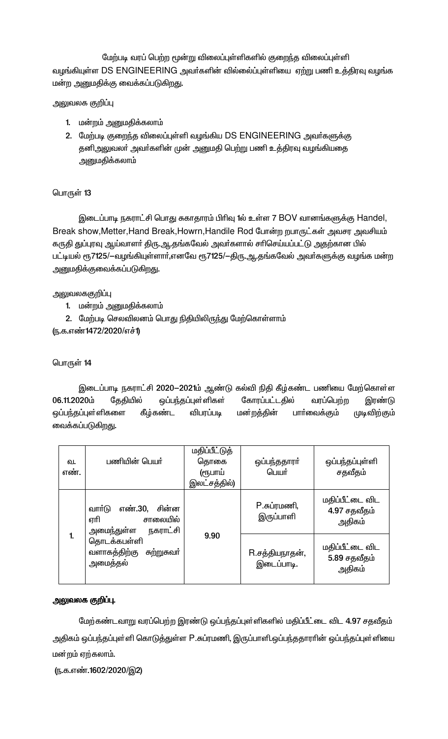மேற்படி வரப் பெற்ற மூன்று விலைப்புள்ளிகளில் குறைந்த விலைப்புள்ளி வழங்கியுள்ள DS ENGINEERING அவர்களின் வில்லைப்புள்ளியை ஏற்று பணி உத்திரவு வழங்க மன்ற அனுமதிக்கு வைக்கப்படுகிறது.

அலுவலக குறிப்பு

1. மன்றம் அனுமதிக்கலாம்
2. மேற்படி குறைந்த விலைப்புள்ளி வழங்கிய DS ENGINEERING அவர்களுக்கு தனிஅலுவலர் அவர்களின் முன் அனுமதி பெற்று பணி உத்திரவு வழங்கியதை அனுமதிக்கலாம்

பொருள் 13

இடைப்பாடி நகராட்சி பொது சுகாதாரம் பிரிவு 1ல் உள்ள 7 BOV வானங்களுக்கு Handel, Break show,Metter,Hand Break,Howrn,Handile Rod போன்ற றபாருட்கள் அவசர அவசியம் கருதி துப்புரவு ஆய்வாளர் திரு.ஆ.தங்கவேல் அவர்களால் சரிசெய்யப்பட்டு அதற்கான பில் பட்டியல் ரூ7125/—வழங்கியுள்ளார்,எனவே ரூ7125/—திரு.ஆ.தங்கவேல் அவர்களுக்கு வழங்க மன்ற அனுமதிக்குவைக்கப்படுகிறது.

அலுவலககுறிப்பு

1. மன்றம் அனுமதிக்கலாம்
2. மேற்படி செலவிலனம் பொது நிதியிலிருந்து மேற்கொள்ளாம்

(ந.க.எண்1472/2020/எச்1)

பொருள் 14

இடைப்பாடி நகராட்சி 2020—2021ம் ஆண்டு கல்வி நிதி கீழ்கண்ட பணியை மேற்கொள்ள 06.11.2020ம் தேதியில் ஒப்பந்தப்புள்ளிகள் கோரப்பட்டதில் வரப்பெற்ற இரண்டு ஒப்பந்தப்புள்ளிகளை கீழ்கண்ட விபரப்படி மன்றத்தின் பார்வைக்கும் முடிவிற்கும் வைக்கப்படுகிறது.

| வ. எண். | பணியின் பெயர் | மதிப்பீட்டுத் தொகை (ரூபாய் இலட்சத்தில்) | ஒப்பந்ததாரர் பெயர் | ஒப்பந்தப்புள்ளி சதவீதம் |
|---|---|---|---|---|
| 1. | வார்டு எண்.30, சின்ன ஏரி சாலையில் அமைந்துள்ள நகராட்சி தொடக்கப்பள்ளி வளாகத்திற்கு சுற்றுசுவர் அமைத்தல் | 9.90 | P.சுப்ரமணி, இருப்பாளி | மதிப்பீட்டை விட 4.97 சதவீதம் அதிகம் |
| | | | R.சத்தியநாதன், இடைப்பாடி. | மதிப்பீட்டை விட 5.89 சதவீதம் அதிகம் |

**அலுவலக குறிப்பு.**

மேற்கண்டவாறு வரப்பெற்ற இரண்டு ஒப்பந்தப்புள்ளிகளில் மதிப்பீட்டை விட 4.97 சதவீதம் அதிகம் ஒப்பந்தப்புள்ளி கொடுத்துள்ள P.சுப்ரமணி, இருப்பாளி.ஒப்பந்ததாரரின் ஒப்பந்தப்புள்ளியை மன்றம் ஏற்கலாம்.

(ந.க.எண்.1602/2020/இ2)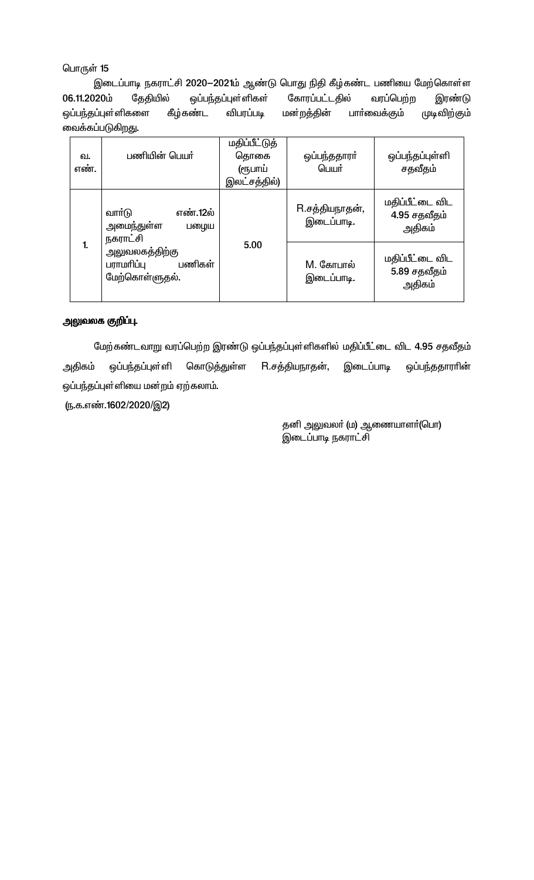பொருள் 15

இடைப்பாடி நகராட்சி 2020–2021ம் ஆண்டு பொது நிதி கீழ்கண்ட பணியை மேற்கொள்ள 06.11.2020ம் தேதியில் ஒப்பந்தப்புள்ளிகள் கோரப்பட்டதில் வரப்பெற்ற இரண்டு ஒப்பந்தப்புள்ளிகளை கீழ்கண்ட விபரப்படி மன்றத்தின் பார்வைக்கும் முடிவிற்கும் வைக்கப்படுகிறது.

| வ. எண். | பணியின் பெயர் | மதிப்பீட்டுத் தொகை (ரூபாய் இலட்சத்தில்) | ஒப்பந்ததாரர் பெயர் | ஒப்பந்தப்புள்ளி சதவீதம் |
|---|---|---|---|---|
| 1. | வார்டு எண்.12ல் அமைந்துள்ள பழைய நகராட்சி அலுவலகத்திற்கு பராமரிப்பு பணிகள் மேற்கொள்ளுதல். | 5.00 | R.சத்தியநாதன், இடைப்பாடி. | மதிப்பீட்டை விட 4.95 சதவீதம் அதிகம் |
| | | | M. கோபால் இடைப்பாடி. | மதிப்பீட்டை விட 5.89 சதவீதம் அதிகம் |

**அலுவலக குறிப்பு**

மேற்கண்டவாறு வரப்பெற்ற இரண்டு ஒப்பந்தப்புள்ளிகளில் மதிப்பீட்டை விட 4.95 சதவீதம் அதிகம் ஒப்பந்தப்புள்ளி கொடுத்துள்ள R.சத்தியநாதன், இடைப்பாடி ஒப்பந்ததாரரின் ஒப்பந்தப்புள்ளியை மன்றம் ஏற்கலாம்.

(ந.க.எண்.1602/2020/இ2)

தனி அலுவலர் (ம) ஆணையாளர்(பொ)
இடைப்பாடி நகராட்சி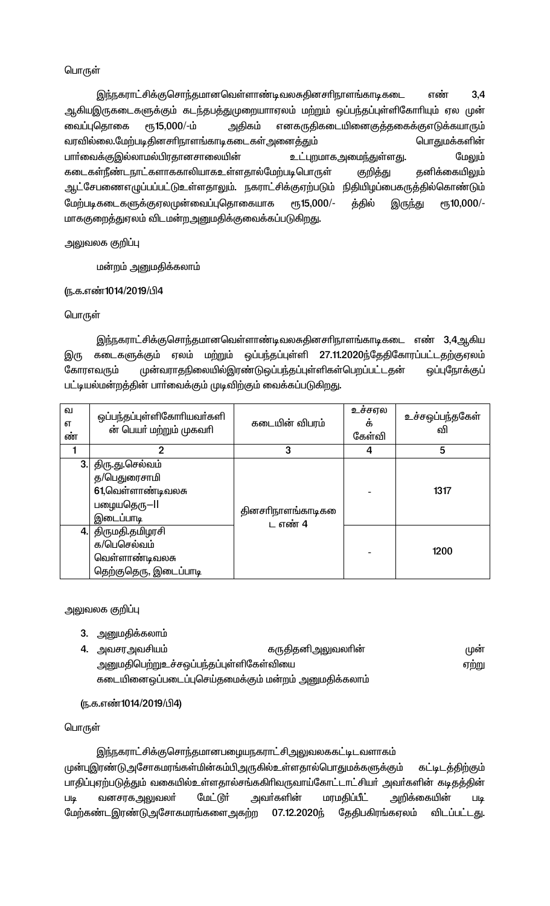பொருள்

இந்நகராட்சிக்குசொந்தமானவெள்ளாண்டிவலசுதினசரிநாளங்காடிகடை எண் 3,4 ஆகியஇருகடைகளுக்கும் கடந்தபத்துமுறையாஏலம் மற்றும் ஒப்பந்தப்புள்ளிகோரியும் ஏல முன் வைப்புதொகை ரூ15,000/-ம் அதிகம் எனகருதிகடையினைகுத்தகைக்குஎடுக்கயாரும் வரவில்லை.மேற்படிதினசரிநாளங்காடிகடைகள்அனைத்தும் பொதுமக்களின் பார்வைக்குஇல்லாமல்பிரதானசாலையின் உட்புறமாகஅமைந்துள்ளது. மேலும் கடைகள்நீண்டநாட்களாககாலியாகஉள்ளதால்மேற்படிபொருள் குறித்து தனிக்கையிலும் ஆட்சேபணைஎழுப்பப்பட்டுஉள்ளதாலும். நகராட்சிக்குஏற்படும் நிதியிழப்பைகருத்தில்கொண்டும் மேற்படிகடைகளுக்குஏலமுன்வைப்புதொகையாக ரூ15,000/- த்தில் இருந்து ரூ10,000/- மாககுறைத்துஏலம் விடமன்றஅனுமதிக்குவைக்கப்படுகிறது.

அலுவலக குறிப்பு

மன்றம் அனுமதிக்கலாம்

(ந.க.எண்1014/2019/பி4

பொருள்

இந்நகராட்சிக்குசொந்தமானவெள்ளாண்டிவலசுதினசரிநாளங்காடிகடை எண் 3,4ஆகிய இரு கடைகளுக்கும் ஏலம் மற்றும் ஒப்பந்தப்புள்ளி 27.11.2020ந்தேதிகோரப்பட்டதற்குஏலம் கோரஎவரும் முன்வராதநிலையில்இரண்டுஒப்பந்தப்புள்ளிகள்பெறப்பட்டதன் ஒப்புநோக்குப் பட்டியல்மன்றத்தின் பார்வைக்கும் முடிவிற்கும் வைக்கப்படுகிறது.

| வ எ ண் | ஒப்பந்தப்புள்ளிகோரியவர்களி ன் பெயர் மற்றும் முகவரி | கடையின் விபரம் | உச்சஏல க் கேள்வி | உச்சஒப்பந்தகேள் வி |
|---|---|---|---|---|
| 1 | 2 | 3 | 4 | 5 |
| 3. | திரு.து.செல்வம் த/பெதுரைசாமி 61,வெள்ளாண்டிவலசு பழையதெரு–II இடைப்பாடி | தினசரிநாளங்காடிகடை எண் 4 | - | 1317 |
| 4. | திருமதி.தமிழரசி க/பெசெல்வம் வெள்ளாண்டிவலசு தெற்குதெரு, இடைப்பாடி | | - | 1200 |

அலுவலக குறிப்பு

3. அனுமதிக்கலாம்
4. அவசரஅவசியம் கருதிதனிஅலுவலரின் முன் அனுமதிபெற்றுஉச்சஒப்பந்தப்புள்ளிகேள்வியை ஏற்று கடையினைஒப்படைப்புசெய்தமைக்கும் மன்றம் அனுமதிக்கலாம்

(ந.க.எண்1014/2019/பி4)

பொருள்

இந்நகராட்சிக்குசொந்தமானபழையநகராட்சிஅலுவலககட்டிடவளாகம் முன்புஇரண்டுஅசோகமரங்கள்மின்கம்பிஅருகில்உள்ளதால்பொதுமக்களுக்கும் கட்டிடத்திற்கும் பாதிப்புஏற்படுத்தும் வகையில்உள்ளதால்சங்ககிரிவருவாய்கோட்டாட்சியர் அவர்களின் கடிதத்தின் படி வனசரகஅலுவலர் மேட்டூர் அவர்களின் மரமதிப்பீட் அறிக்கையின் படி மேற்கண்டஇரண்டுஅசோகமரங்களைஅகற்ற 07.12.2020ந் தேதிபகிரங்கஏலம் விடப்பட்டது.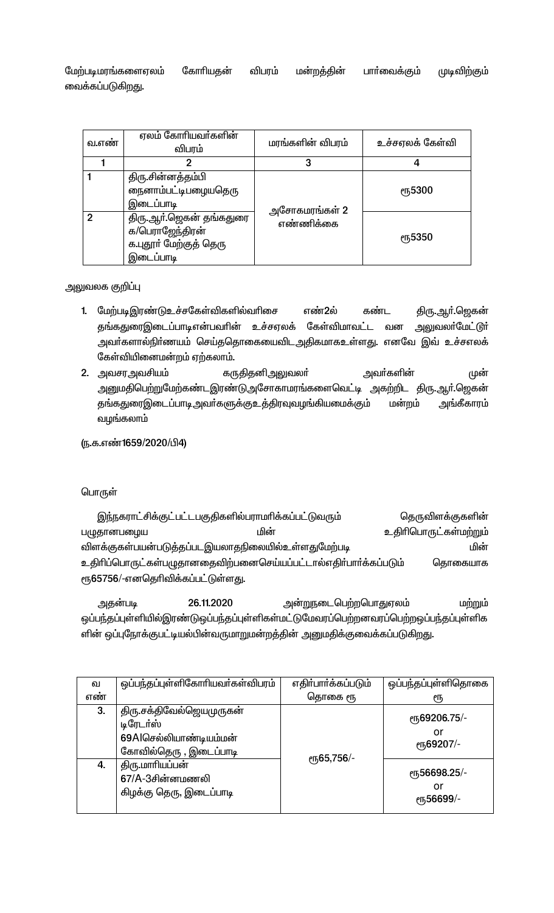மேற்படிமரங்களைஏலம் கோரியதன் விபரம் மன்றத்தின் பார்வைக்கும் முடிவிற்கும் வைக்கப்படுகிறது.

| வ.எண் | ஏலம் கோரியவர்களின் விபரம் | மரங்களின் விபரம் | உச்சஏலக் கேள்வி |
|---|---|---|---|
| 1 | 2 | 3 | 4 |
| 1 | திரு.சின்னத்தம்பி நைனாம்பட்டிபழையதெரு இடைப்பாடி | அசோகமரங்கள் 2 எண்ணிக்கை | ரூ5300 |
| 2 | திரு.ஆர்.ஜெகன் தங்கதுரை க/பெராஜேந்திரன் க.புதூர் மேற்குத் தெரு இடைப்பாடி | | ரூ5350 |

அலுவலக குறிப்பு

1. மேற்படிஇரண்டுஉச்சகேள்விகளில்வரிசை எண்2ல் கண்ட திரு.ஆர்.ஜெகன் தங்கதுரைஇடைப்பாடிஎன்பவரின் உச்சஏலக் கேள்விமாவட்ட வன அலுவலர்மேட்டூர் அவர்களால்நிர்ணயம் செய்ததொகையைவிட அதிகமாகஉள்ளது. எனவே இவ் உச்சஏலக் கேள்வியினைமன்றம் ஏற்கலாம்.
2. அவசரஅவசியம் கருதிதனிஅலுவலர் அவர்களின் முன் அனுமதிபெற்றுமேற்கண்டஇரண்டுஅசோகாமரங்களைவெட்டி அகற்றிட திரு.ஆர்.ஜெகன் தங்கதுரைஇடைப்பாடி அவர்களுக்குஉத்திரவுவழங்கியமைக்கும் மன்றம் அங்கீகாரம் வழங்கலாம்

(ந.க.எண்1659/2020/பி4)

பொருள்

இந்நகராட்சிக்குட்பட்டபகுதிகளில்பராமரிக்கப்பட்டுவரும் தெருவிளக்குகளின் பழுதானபழைய மின் உதிரிபொருட்கள்மற்றும் விளக்குகள்பயன்படுத்தப்படஇயலாதநிலையில்உள்ளதுமேற்படி மின் உதிரிப்பொருட்கள்பழுதானதைவிற்பனைசெய்யப்பட்டால்எதிர்பார்க்கப்படும் தொகையாக ரூ65756/-எனதெரிவிக்கப்பட்டுள்ளது.

அதன்படி 26.11.2020 அன்றுநடைபெற்றபொதுஏலம் மற்றும் ஒப்பந்தப்புள்ளியில்இரண்டுஒப்பந்தப்புள்ளிகள்மட்டுமேவரப்பெற்றனவரப்பெற்றஒப்பந்தப்புள்ளிகளின் ஒப்புநோக்குபட்டியல்பின்வருமாறுமன்றத்தின் அனுமதிக்குவைக்கப்படுகிறது.

| வ எண் | ஒப்பந்தப்புள்ளிகோரியவர்கள்விபரம் | எதிர்பார்க்கப்படும் தொகை ரூ | ஒப்பந்தப்புள்ளிதொகை ரூ |
|---|---|---|---|
| 3. | திரு.சக்திவேல்ஜெயமுருகன் டிரேடர்ஸ் 69Aசெல்லியாண்டியம்மன் கோவில்தெரு , இடைப்பாடி | ரூ65,756/- | ரூ69206.75/- or ரூ69207/- |
| 4. | திரு.மாரியப்பன் 67/A-3சின்னமணலி கிழக்கு தெரு, இடைப்பாடி | | ரூ56698.25/- or ரூ56699/- |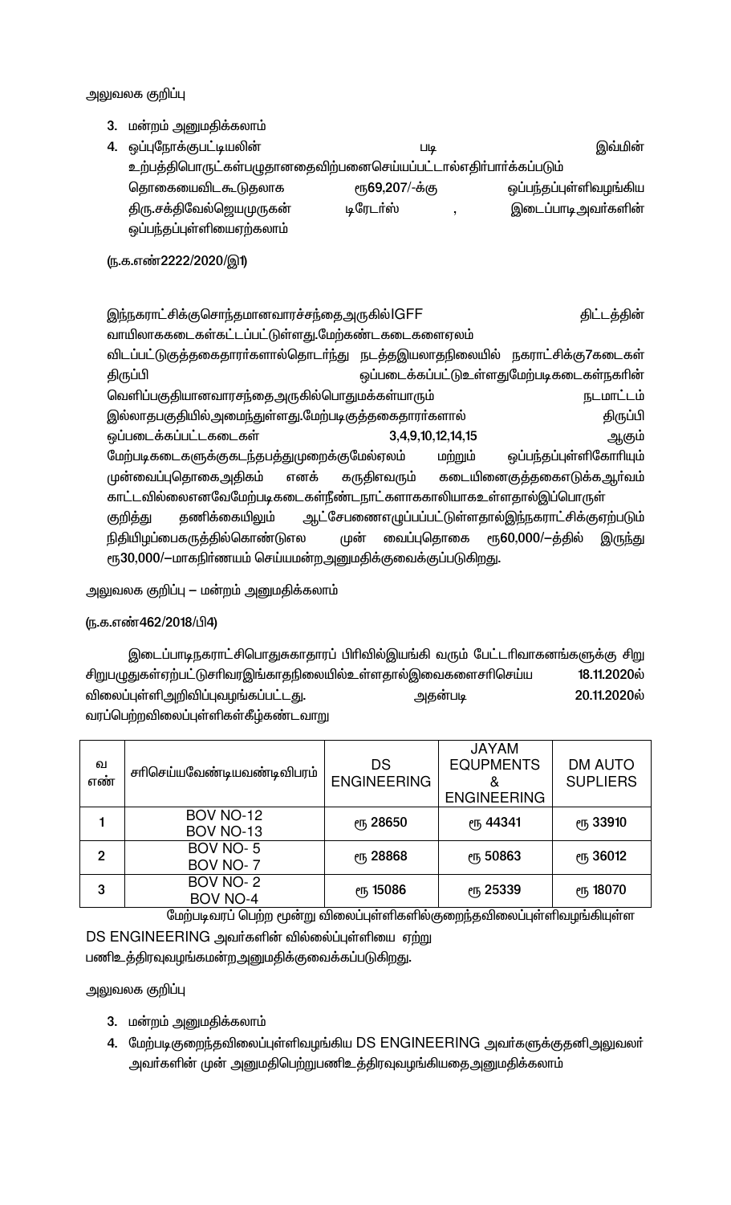அலுவலக குறிப்பு

3. மன்றம் அனுமதிக்கலாம்
4. ஒப்புநோக்குபட்டியலின் படி இவ்மின் உற்பத்திபொருட்கள்பழுதானதைவிற்பனைசெய்யப்பட்டால்எதிர்பார்க்கப்படும் தொகையைவிட கூடுதலாக ரூ69,207/-க்கு ஒப்பந்தப்புள்ளிவழங்கிய திரு.சக்திவேல்ஜெயமுருகன் டிரேடர்ஸ் , இடைப்பாடிஅவர்களின் ஒப்பந்தப்புள்ளியைஏற்கலாம்

(ந.க.எண்2222/2020/இ1)

இந்நகராட்சிக்குசொந்தமானவாரச்சந்தைஅருகில்IGFF திட்டத்தின் வாயிலாககடைகள்கட்டப்பட்டுள்ளது.மேற்கண்டகடைகளைஏலம் விடப்பட்டுகுத்தகைதாரர்களால்தொடர்ந்து நடத்தஇயலாதநிலையில் நகராட்சிக்கு7கடைகள் திருப்பி ஒப்படைக்கப்பட்டுஉள்ளதுமேற்படிகடைகள்நகரின் வெளிப்பகுதியானவாரசந்தைஅருகில்பொதுமக்கள்யாரும் நடமாட்டம் இல்லாதபகுதியில்அமைந்துள்ளது.மேற்படிகுத்தகைதாரர்களால் திருப்பி ஒப்படைக்கப்பட்டகடைகள் 3,4,9,10,12,14,15 ஆகும் மேற்படிகடைகளுக்குகடந்தபத்துமுறைக்குமேல்ஏலம் மற்றும் ஒப்பந்தப்புள்ளிகோரியும் முன்வைப்புதொகைஅதிகம் எனக் கருதிஎவரும் கடையினைகுத்தகைஎடுக்கஆர்வம் காட்டவில்லைஎனவேமேற்படிகடைகள்நீண்ட நாட்களாககாலியாகஉள்ளதால்இப்பொருள் குறித்து தணிக்கையிலும் ஆட்சேபணைஎழுப்பப்பட்டுள்ளதால்இந்நகராட்சிக்குஏற்படும் நிதியிழப்பைகருத்தில்கொண்டுஉள்ள முன் வைப்புதொகை ரூ60,000/—த்தில் இருந்து ரூ30,000/—மாகநிர்ணயம் செய்யமன்றஅனுமதிக்குவைக்குப்படுகிறது.

அலுவலக குறிப்பு – மன்றம் அனுமதிக்கலாம்

(ந.க.எண்462/2018/பி4)

இடைப்பாடிநகராட்சிபொதுசுகாதாரப் பிரிவில்இயங்கி வரும் பேட்டரிவாகனங்களுக்கு சிறு சிறுபழுதுகள்ஏற்பட்டுசீராஇங்காதநிலையில்உள்ளதால்இவைகளைசரிசெய்ய 18.11.2020ல் விலைப்புள்ளிஅறிவிப்புவழங்கப்பட்டது. அதன்படி 20.11.2020ல் வரப்பெற்றவிலைப்புள்ளிகள்கீழ்கண்டவாறு

| வ எண் | சரிசெய்யவேண்டியவண்டிவிபரம் | DS ENGINEERING | JAYAM EQUPMENTS & ENGINEERING | DM AUTO SUPLIERS |
|---|---|---|---|---|
| 1 | BOV NO-12<br>BOV NO-13 | ரூ 28650 | ரூ 44341 | ரூ 33910 |
| 2 | BOV NO- 5<br>BOV NO- 7 | ரூ 28868 | ரூ 50863 | ரூ 36012 |
| 3 | BOV NO- 2<br>BOV NO-4 | ரூ 15086 | ரூ 25339 | ரூ 18070 |

மேற்படிவரப் பெற்ற மூன்று விலைப்புள்ளிகளில்குறைந்தவிலைப்புள்ளிவழங்கியுள்ள DS ENGINEERING அவர்களின் வில்லைப்புள்ளியை ஏற்று பணிஉத்திரவுவழங்கமன்றஅனுமதிக்குவைக்கப்படுகிறது.

அலுவலக குறிப்பு

3. மன்றம் அனுமதிக்கலாம்
4. மேற்படிகுறைந்தவிலைப்புள்ளிவழங்கிய DS ENGINEERING அவர்களுக்குதனிஅலுவலர் அவர்களின் முன் அனுமதிபெற்றுபணிஉத்திரவுவழங்கியதைஅனுமதிக்கலாம்